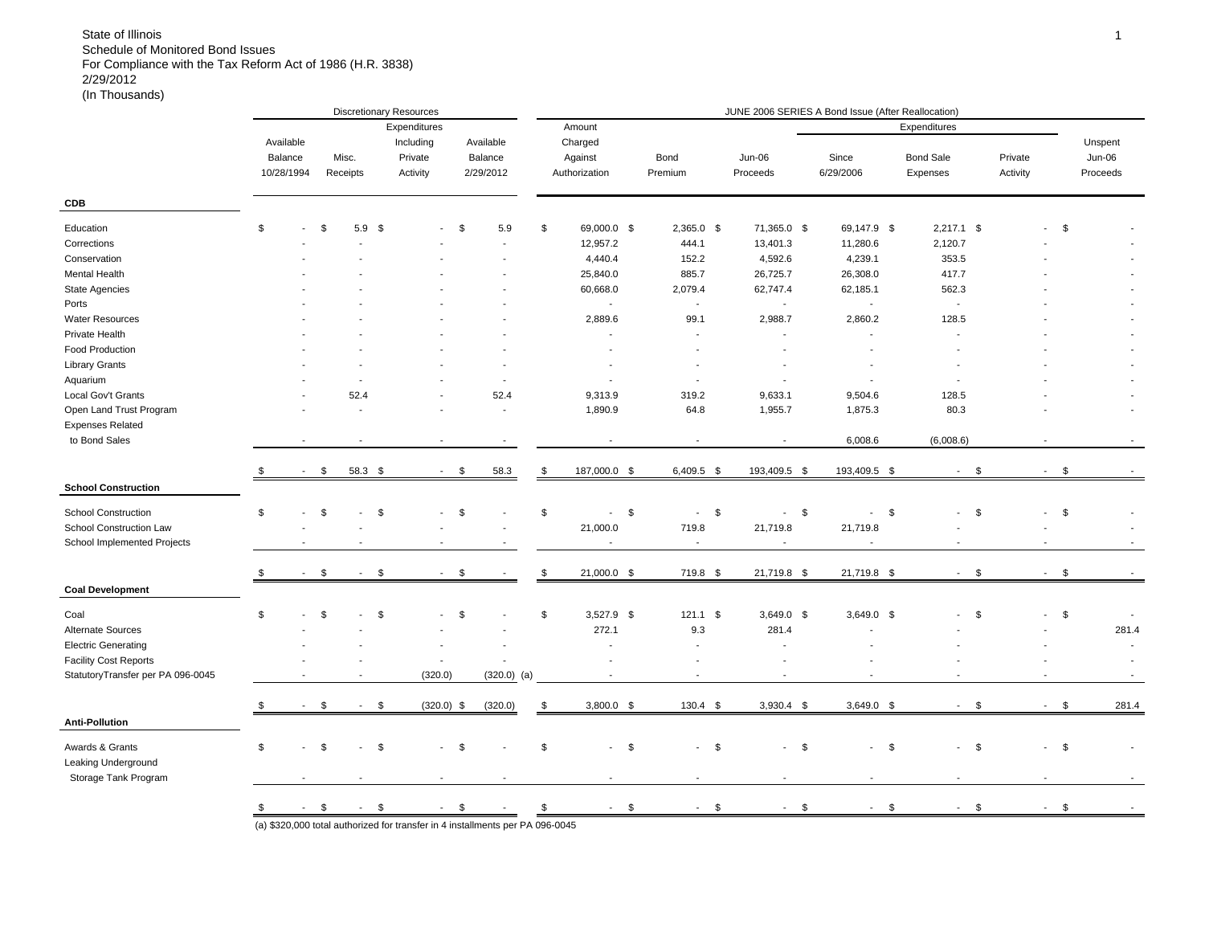State of Illinois
Schedule of Monitored Bond Issues
For Compliance with the Tax Reform Act of 1986 (H.R. 3838)
2/29/2012
(In Thousands)

| | Discretionary Resources | | | | JUNE 2006 SERIES A Bond Issue (After Reallocation) | | | | | | |
|---|---|---|---|---|---|---|---|---|---|---|---|
| | | | Expenditures | | | | | Expenditures | | | |
| | Available Balance 10/28/1994 | Misc. Receipts | Expenditures Including Private Activity | Available Balance 2/29/2012 | Amount Charged Against Authorization | Bond Premium | Jun-06 Proceeds | Since 6/29/2006 | Bond Sale Expenses | Private Activity | Unspent Jun-06 Proceeds |
| **CDB** | | | | | | | | | | | |
| Education | $ - | $ 5.9 | $ - | $ 5.9 | $ 69,000.0 | $ 2,365.0 | $ 71,365.0 | $ 69,147.9 | $ 2,217.1 | $ - | $ - |
| Corrections | - | - | - | - | 12,957.2 | 444.1 | 13,401.3 | 11,280.6 | 2,120.7 | - | - |
| Conservation | - | - | - | - | 4,440.4 | 152.2 | 4,592.6 | 4,239.1 | 353.5 | - | - |
| Mental Health | - | - | - | - | 25,840.0 | 885.7 | 26,725.7 | 26,308.0 | 417.7 | - | - |
| State Agencies | - | - | - | - | 60,668.0 | 2,079.4 | 62,747.4 | 62,185.1 | 562.3 | - | - |
| Ports | - | - | - | - | - | - | - | - | - | - | - |
| Water Resources | - | - | - | - | 2,889.6 | 99.1 | 2,988.7 | 2,860.2 | 128.5 | - | - |
| Private Health | - | - | - | - | - | - | - | - | - | - | - |
| Food Production | - | - | - | - | - | - | - | - | - | - | - |
| Library Grants | - | - | - | - | - | - | - | - | - | - | - |
| Aquarium | - | - | - | - | - | - | - | - | - | - | - |
| Local Gov't Grants | - | 52.4 | - | 52.4 | 9,313.9 | 319.2 | 9,633.1 | 9,504.6 | 128.5 | - | - |
| Open Land Trust Program | - | - | - | - | 1,890.9 | 64.8 | 1,955.7 | 1,875.3 | 80.3 | - | - |
| Expenses Related to Bond Sales | - | - | - | - | - | - | - | 6,008.6 | (6,008.6) | - | - |
| | $ - | $ 58.3 | $ - | $ 58.3 | $ 187,000.0 | $ 6,409.5 | $ 193,409.5 | $ 193,409.5 | $ - | $ - | $ - |
| **School Construction** | | | | | | | | | | | |
| School Construction | $ - | $ - | $ - | $ - | $ - | $ - | $ - | $ - | $ - | $ - | $ - |
| School Construction Law | - | - | - | - | 21,000.0 | 719.8 | 21,719.8 | 21,719.8 | - | - | - |
| School Implemented Projects | - | - | - | - | - | - | - | - | - | - | - |
| | $ - | $ - | $ - | $ - | $ 21,000.0 | $ 719.8 | $ 21,719.8 | $ 21,719.8 | $ - | $ - | $ - |
| **Coal Development** | | | | | | | | | | | |
| Coal | $ - | $ - | $ - | $ - | $ 3,527.9 | $ 121.1 | $ 3,649.0 | $ 3,649.0 | $ - | $ - | $ - |
| Alternate Sources | - | - | - | - | 272.1 | 9.3 | 281.4 | - | - | - | 281.4 |
| Electric Generating | - | - | - | - | - | - | - | - | - | - | - |
| Facility Cost Reports | - | - | - | - | - | - | - | - | - | - | - |
| StatutoryTransfer per PA 096-0045 | - | - | (320.0) | (320.0) (a) | - | - | - | - | - | - | - |
| | $ - | $ - | $ (320.0) | $ (320.0) | $ 3,800.0 | $ 130.4 | $ 3,930.4 | $ 3,649.0 | $ - | $ - | $ 281.4 |
| **Anti-Pollution** | | | | | | | | | | | |
| Awards & Grants | $ - | $ - | $ - | $ - | $ - | $ - | $ - | $ - | $ - | $ - | $ - |
| Leaking Underground Storage Tank Program | - | - | - | - | - | - | - | - | - | - | - |
| | $ - | $ - | $ - | $ - | $ - | $ - | $ - | $ - | $ - | $ - | $ - |

(a) $320,000 total authorized for transfer in 4 installments per PA 096-0045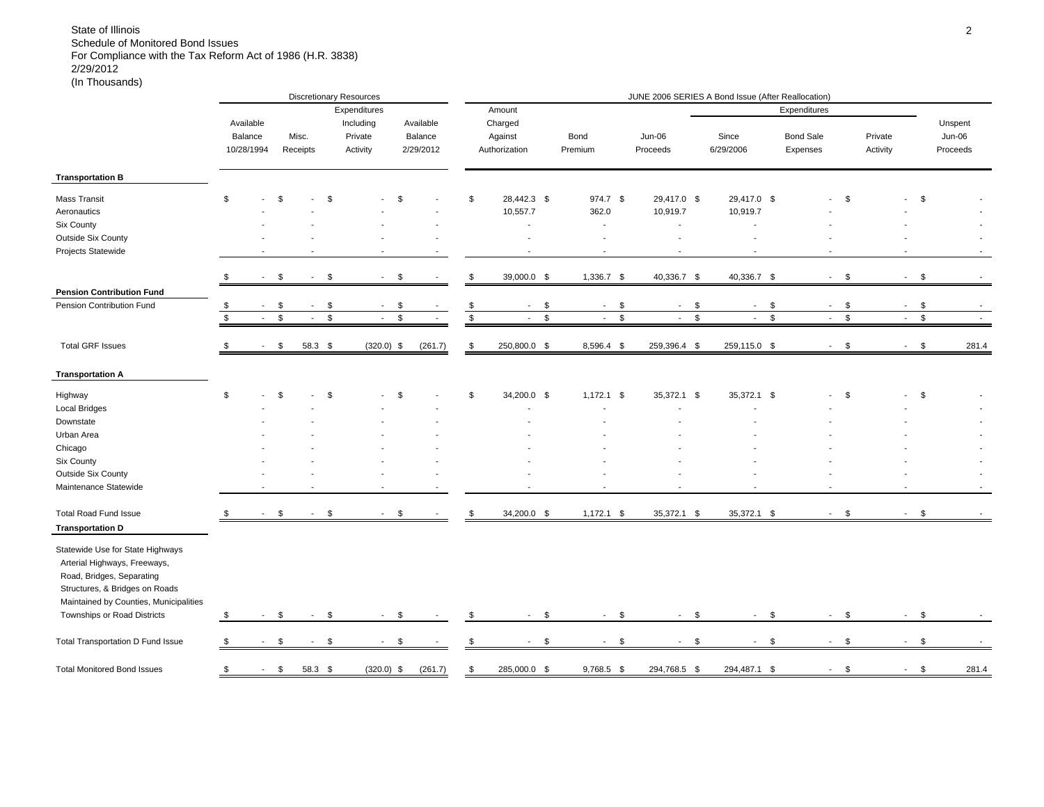State of Illinois
Schedule of Monitored Bond Issues
For Compliance with the Tax Reform Act of 1986 (H.R. 3838)
2/29/2012
(In Thousands)

| | Discretionary Resources | | | | JUNE 2006 SERIES A Bond Issue (After Reallocation) | | | | | | |
|---|---|---|---|---|---|---|---|---|---|---|---|
| | | | Expenditures | | Amount | | | Expenditures | | | |
| | Available Balance 10/28/1994 | Misc. Receipts | Expenditures Including Private Activity | Available Balance 2/29/2012 | Amount Charged Against Authorization | Bond Premium | Jun-06 Proceeds | Since 6/29/2006 | Bond Sale Expenses | Private Activity | Unspent Jun-06 Proceeds |
| **Transportation B** | | | | | | | | | | | |
| Mass Transit | $ - | $ - | $ - | $ - | $ 28,442.3 | $ 974.7 | $ 29,417.0 | $ 29,417.0 | $ - | $ - | $ - |
| Aeronautics | - | - | - | - | 10,557.7 | 362.0 | 10,919.7 | 10,919.7 | - | - | - |
| Six County | - | - | - | - | - | - | - | - | - | - | - |
| Outside Six County | - | - | - | - | - | - | - | - | - | - | - |
| Projects Statewide | - | - | - | - | - | - | - | - | - | - | - |
| | $ - | $ - | $ - | $ - | $ 39,000.0 | $ 1,336.7 | $ 40,336.7 | $ 40,336.7 | $ - | $ - | $ - |
| **Pension Contribution Fund** | | | | | | | | | | | |
| Pension Contribution Fund | $ - | $ - | $ - | $ - | $ - | $ - | $ - | $ - | $ - | $ - | $ - |
| | $ - | $ - | $ - | $ - | $ - | $ - | $ - | $ - | $ - | $ - | $ - |
| Total GRF Issues | $ - | $ 58.3 | $ (320.0) | $ (261.7) | $ 250,800.0 | $ 8,596.4 | $ 259,396.4 | $ 259,115.0 | $ - | $ - | $ 281.4 |
| **Transportation A** | | | | | | | | | | | |
| Highway | $ - | $ - | $ - | $ - | $ 34,200.0 | $ 1,172.1 | $ 35,372.1 | $ 35,372.1 | $ - | $ - | $ - |
| Local Bridges | - | - | - | - | - | - | - | - | - | - | - |
| Downstate | - | - | - | - | - | - | - | - | - | - | - |
| Urban Area | - | - | - | - | - | - | - | - | - | - | - |
| Chicago | - | - | - | - | - | - | - | - | - | - | - |
| Six County | - | - | - | - | - | - | - | - | - | - | - |
| Outside Six County | - | - | - | - | - | - | - | - | - | - | - |
| Maintenance Statewide | - | - | - | - | - | - | - | - | - | - | - |
| Total Road Fund Issue | $ - | $ - | $ - | $ - | $ 34,200.0 | $ 1,172.1 | $ 35,372.1 | $ 35,372.1 | $ - | $ - | $ - |
| **Transportation D** | | | | | | | | | | | |
| Statewide Use for State Highways Arterial Highways, Freeways, Road, Bridges, Separating Structures, & Bridges on Roads Maintained by Counties, Municipalities Townships or Road Districts | $ - | $ - | $ - | $ - | $ - | $ - | $ - | $ - | $ - | $ - | $ - |
| Total Transportation D Fund Issue | $ - | $ - | $ - | $ - | $ - | $ - | $ - | $ - | $ - | $ - | $ - |
| Total Monitored Bond Issues | $ - | $ 58.3 | $ (320.0) | $ (261.7) | $ 285,000.0 | $ 9,768.5 | $ 294,768.5 | $ 294,487.1 | $ - | $ - | $ 281.4 |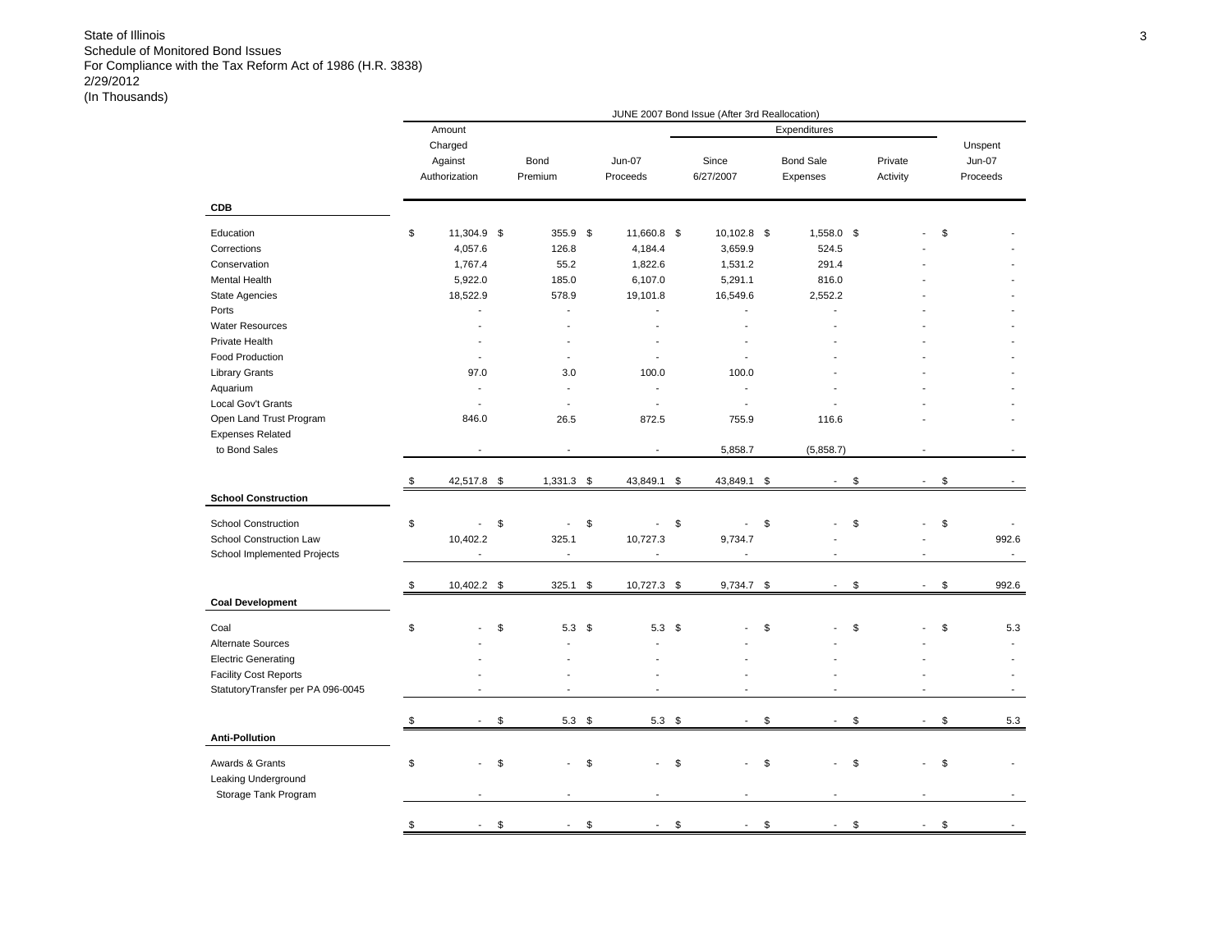State of Illinois
Schedule of Monitored Bond Issues
For Compliance with the Tax Reform Act of 1986 (H.R. 3838)
2/29/2012
(In Thousands)

| | JUNE 2007 Bond Issue (After 3rd Reallocation) | | | | | | |
|---|---|---|---|---|---|---|---|
| | | | | Expenditures | | | |
| | Amount Charged Against Authorization | Bond Premium | Jun-07 Proceeds | Since 6/27/2007 | Bond Sale Expenses | Private Activity | Unspent Jun-07 Proceeds |
| **CDB** | | | | | | | |
| Education | $ 11,304.9 | $ 355.9 | $ 11,660.8 | $ 10,102.8 | $ 1,558.0 | $ - | $ - |
| Corrections | 4,057.6 | 126.8 | 4,184.4 | 3,659.9 | 524.5 | - | - |
| Conservation | 1,767.4 | 55.2 | 1,822.6 | 1,531.2 | 291.4 | - | - |
| Mental Health | 5,922.0 | 185.0 | 6,107.0 | 5,291.1 | 816.0 | - | - |
| State Agencies | 18,522.9 | 578.9 | 19,101.8 | 16,549.6 | 2,552.2 | - | - |
| Ports | - | - | - | - | - | - | - |
| Water Resources | - | - | - | - | - | - | - |
| Private Health | - | - | - | - | - | - | - |
| Food Production | - | - | - | - | - | - | - |
| Library Grants | 97.0 | 3.0 | 100.0 | 100.0 | - | - | - |
| Aquarium | - | - | - | - | - | - | - |
| Local Gov't Grants | - | - | - | - | - | - | - |
| Open Land Trust Program | 846.0 | 26.5 | 872.5 | 755.9 | 116.6 | - | - |
| Expenses Related to Bond Sales | - | - | - | 5,858.7 | (5,858.7) | - | - |
| | $ 42,517.8 | $ 1,331.3 | $ 43,849.1 | $ 43,849.1 | $ - | $ - | $ - |
| **School Construction** | | | | | | | |
| School Construction | $ - | $ - | $ - | $ - | $ - | $ - | $ - |
| School Construction Law | 10,402.2 | 325.1 | 10,727.3 | 9,734.7 | - | - | 992.6 |
| School Implemented Projects | - | - | - | - | - | - | - |
| | $ 10,402.2 | $ 325.1 | $ 10,727.3 | $ 9,734.7 | $ - | $ - | $ 992.6 |
| **Coal Development** | | | | | | | |
| Coal | $ - | $ 5.3 | $ 5.3 | $ - | $ - | $ - | $ 5.3 |
| Alternate Sources | - | - | - | - | - | - | - |
| Electric Generating | - | - | - | - | - | - | - |
| Facility Cost Reports | - | - | - | - | - | - | - |
| StatutoryTransfer per PA 096-0045 | - | - | - | - | - | - | - |
| | $ - | $ 5.3 | $ 5.3 | $ - | $ - | $ - | $ 5.3 |
| **Anti-Pollution** | | | | | | | |
| Awards & Grants | $ - | $ - | $ - | $ - | $ - | $ - | $ - |
| Leaking Underground Storage Tank Program | - | - | - | - | - | - | - |
| | $ - | $ - | $ - | $ - | $ - | $ - | $ - |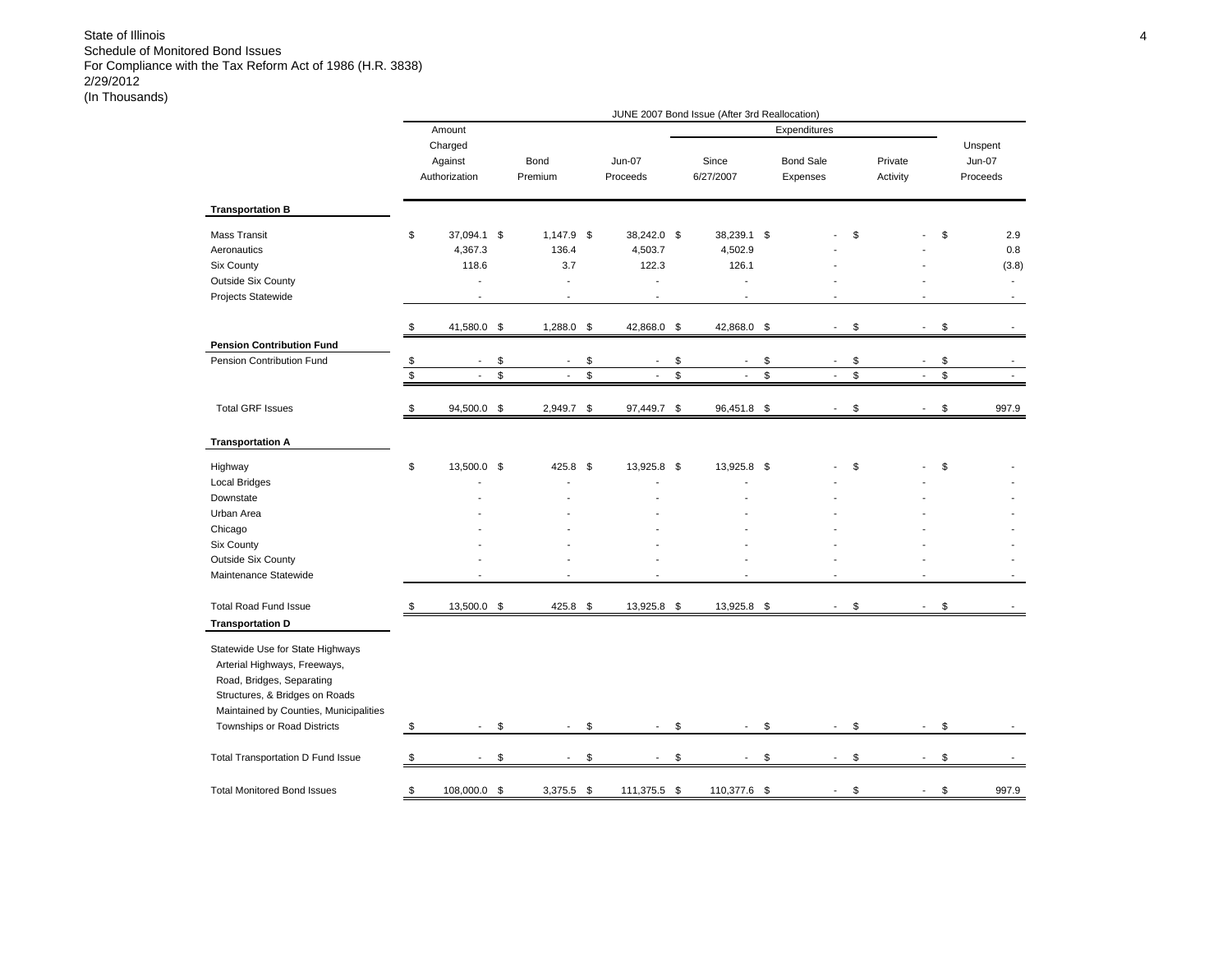State of Illinois
Schedule of Monitored Bond Issues
For Compliance with the Tax Reform Act of 1986 (H.R. 3838)
2/29/2012
(In Thousands)

JUNE 2007 Bond Issue (After 3rd Reallocation)

| | Amount Charged Against Authorization | Bond Premium | Jun-07 Proceeds | Expenditures Since 6/27/2007 | Expenditures Bond Sale Expenses | Expenditures Private Activity | Unspent Jun-07 Proceeds |
|---|---|---|---|---|---|---|---|
| **Transportation B** | | | | | | | |
| Mass Transit | $ 37,094.1 | $ 1,147.9 | $ 38,242.0 | $ 38,239.1 | $ - | $ - | $ 2.9 |
| Aeronautics | 4,367.3 | 136.4 | 4,503.7 | 4,502.9 | - | - | 0.8 |
| Six County | 118.6 | 3.7 | 122.3 | 126.1 | - | - | (3.8) |
| Outside Six County | - | - | - | - | - | - | - |
| Projects Statewide | - | - | - | - | - | - | - |
| | $ 41,580.0 | $ 1,288.0 | $ 42,868.0 | $ 42,868.0 | $ - | $ - | $ - |
| **Pension Contribution Fund** | | | | | | | |
| Pension Contribution Fund | $ - | $ - | $ - | $ - | $ - | $ - | $ - |
| | $ - | $ - | $ - | $ - | $ - | $ - | $ - |
| Total GRF Issues | $ 94,500.0 | $ 2,949.7 | $ 97,449.7 | $ 96,451.8 | $ - | $ - | $ 997.9 |
| **Transportation A** | | | | | | | |
| Highway | $ 13,500.0 | $ 425.8 | $ 13,925.8 | $ 13,925.8 | $ - | $ - | $ - |
| Local Bridges | - | - | - | - | - | - | - |
| Downstate | - | - | - | - | - | - | - |
| Urban Area | - | - | - | - | - | - | - |
| Chicago | - | - | - | - | - | - | - |
| Six County | - | - | - | - | - | - | - |
| Outside Six County | - | - | - | - | - | - | - |
| Maintenance Statewide | - | - | - | - | - | - | - |
| Total Road Fund Issue | $ 13,500.0 | $ 425.8 | $ 13,925.8 | $ 13,925.8 | $ - | $ - | $ - |
| **Transportation D** | | | | | | | |
| Statewide Use for State Highways Arterial Highways, Freeways, Road, Bridges, Separating Structures, & Bridges on Roads Maintained by Counties, Municipalities Townships or Road Districts | $ - | $ - | $ - | $ - | $ - | $ - | $ - |
| Total Transportation D Fund Issue | $ - | $ - | $ - | $ - | $ - | $ - | $ - |
| Total Monitored Bond Issues | $ 108,000.0 | $ 3,375.5 | $ 111,375.5 | $ 110,377.6 | $ - | $ - | $ 997.9 |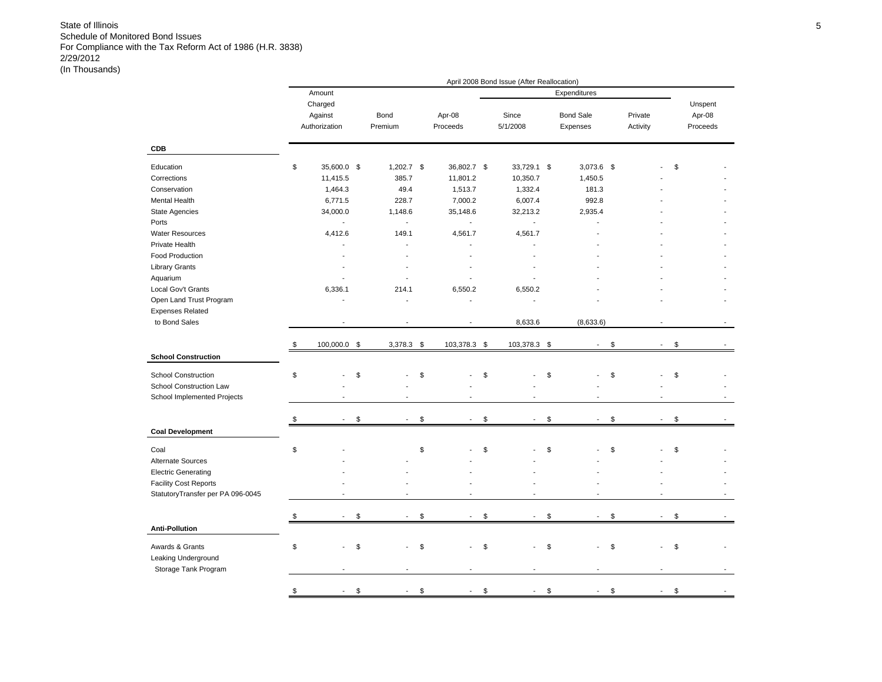State of Illinois
Schedule of Monitored Bond Issues
For Compliance with the Tax Reform Act of 1986 (H.R. 3838)
2/29/2012
(In Thousands)

| | April 2008 Bond Issue (After Reallocation) | | | | | | |
|---|---|---|---|---|---|---|---|
| | | | | Expenditures | | | |
| | Amount Charged Against Authorization | Bond Premium | Apr-08 Proceeds | Since 5/1/2008 | Bond Sale Expenses | Private Activity | Unspent Apr-08 Proceeds |
| **CDB** | | | | | | | |
| Education | $ 35,600.0 | $ 1,202.7 | $ 36,802.7 | $ 33,729.1 | $ 3,073.6 | $ - | $ - |
| Corrections | 11,415.5 | 385.7 | 11,801.2 | 10,350.7 | 1,450.5 | - | - |
| Conservation | 1,464.3 | 49.4 | 1,513.7 | 1,332.4 | 181.3 | - | - |
| Mental Health | 6,771.5 | 228.7 | 7,000.2 | 6,007.4 | 992.8 | - | - |
| State Agencies | 34,000.0 | 1,148.6 | 35,148.6 | 32,213.2 | 2,935.4 | - | - |
| Ports | - | - | - | - | - | - | - |
| Water Resources | 4,412.6 | 149.1 | 4,561.7 | 4,561.7 | - | - | - |
| Private Health | - | - | - | - | - | - | - |
| Food Production | - | - | - | - | - | - | - |
| Library Grants | - | - | - | - | - | - | - |
| Aquarium | - | - | - | - | - | - | - |
| Local Gov't Grants | 6,336.1 | 214.1 | 6,550.2 | 6,550.2 | - | - | - |
| Open Land Trust Program | - | - | - | - | - | - | - |
| Expenses Related to Bond Sales | - | - | - | 8,633.6 | (8,633.6) | - | - |
| | $ 100,000.0 | $ 3,378.3 | $ 103,378.3 | $ 103,378.3 | $ - | $ - | $ - |
| **School Construction** | | | | | | | |
| School Construction | $ - | $ - | $ - | $ - | $ - | $ - | $ - |
| School Construction Law | - | - | - | - | - | - | - |
| School Implemented Projects | - | - | - | - | - | - | - |
| | $ - | $ - | $ - | $ - | $ - | $ - | $ - |
| **Coal Development** | | | | | | | |
| Coal | $ - | | $ - | $ - | $ - | $ - | $ - |
| Alternate Sources | - | - | - | - | - | - | - |
| Electric Generating | - | - | - | - | - | - | - |
| Facility Cost Reports | - | - | - | - | - | - | - |
| StatutoryTransfer per PA 096-0045 | - | - | - | - | - | - | - |
| | $ - | $ - | $ - | $ - | $ - | $ - | $ - |
| **Anti-Pollution** | | | | | | | |
| Awards & Grants | $ - | $ - | $ - | $ - | $ - | $ - | $ - |
| Leaking Underground Storage Tank Program | - | - | - | - | - | - | - |
| | $ - | $ - | $ - | $ - | $ - | $ - | $ - |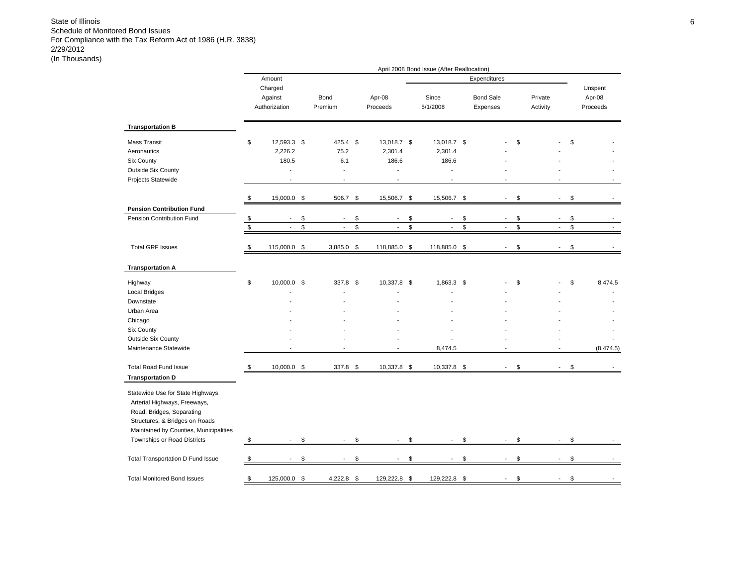State of Illinois
Schedule of Monitored Bond Issues
For Compliance with the Tax Reform Act of 1986 (H.R. 3838)
2/29/2012
(In Thousands)

| | April 2008 Bond Issue (After Reallocation) | | | | | | |
|---|---|---|---|---|---|---|---|
| | | | | Expenditures | | | |
| | Amount Charged Against Authorization | Bond Premium | Apr-08 Proceeds | Since 5/1/2008 | Bond Sale Expenses | Private Activity | Unspent Apr-08 Proceeds |
| **Transportation B** | | | | | | | |
| Mass Transit | $ 12,593.3 | $ 425.4 | $ 13,018.7 | $ 13,018.7 | $ - | $ - | $ - |
| Aeronautics | 2,226.2 | 75.2 | 2,301.4 | 2,301.4 | - | - | - |
| Six County | 180.5 | 6.1 | 186.6 | 186.6 | - | - | - |
| Outside Six County | - | - | - | - | - | - | - |
| Projects Statewide | - | - | - | - | - | - | - |
| | $ 15,000.0 | $ 506.7 | $ 15,506.7 | $ 15,506.7 | $ - | $ - | $ - |
| **Pension Contribution Fund** | | | | | | | |
| Pension Contribution Fund | $ - | $ - | $ - | $ - | $ - | $ - | $ - |
| | $ - | $ - | $ - | $ - | $ - | $ - | $ - |
| Total GRF Issues | $ 115,000.0 | $ 3,885.0 | $ 118,885.0 | $ 118,885.0 | $ - | $ - | $ - |
| **Transportation A** | | | | | | | |
| Highway | $ 10,000.0 | $ 337.8 | $ 10,337.8 | $ 1,863.3 | $ - | $ - | $ 8,474.5 |
| Local Bridges | - | - | - | - | - | - | - |
| Downstate | - | - | - | - | - | - | - |
| Urban Area | - | - | - | - | - | - | - |
| Chicago | - | - | - | - | - | - | - |
| Six County | - | - | - | - | - | - | - |
| Outside Six County | - | - | - | - | - | - | - |
| Maintenance Statewide | - | - | - | 8,474.5 | - | - | (8,474.5) |
| Total Road Fund Issue | $ 10,000.0 | $ 337.8 | $ 10,337.8 | $ 10,337.8 | $ - | $ - | $ - |
| **Transportation D** | | | | | | | |
| Statewide Use for State Highways Arterial Highways, Freeways, Road, Bridges, Separating Structures, & Bridges on Roads Maintained by Counties, Municipalities Townships or Road Districts | $ - | $ - | $ - | $ - | $ - | $ - | $ - |
| Total Transportation D Fund Issue | $ - | $ - | $ - | $ - | $ - | $ - | $ - |
| Total Monitored Bond Issues | $ 125,000.0 | $ 4,222.8 | $ 129,222.8 | $ 129,222.8 | $ - | $ - | $ - |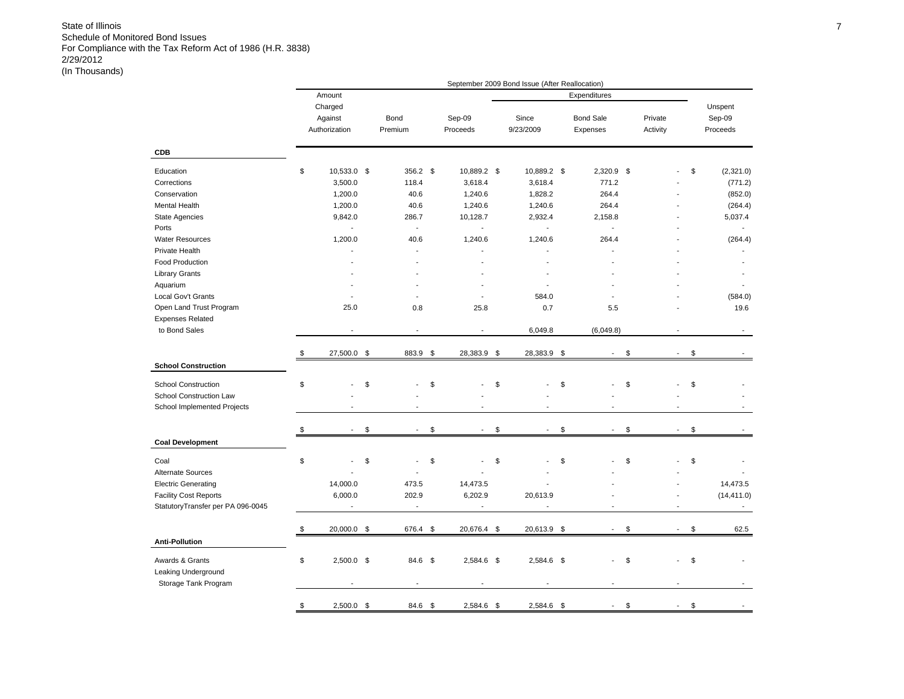State of Illinois
Schedule of Monitored Bond Issues
For Compliance with the Tax Reform Act of 1986 (H.R. 3838)
2/29/2012
(In Thousands)

| | September 2009 Bond Issue (After Reallocation) | | | | | | |
|---|---|---|---|---|---|---|---|
| | | | | Expenditures | | | |
| | Amount Charged Against Authorization | Bond Premium | Sep-09 Proceeds | Since 9/23/2009 | Bond Sale Expenses | Private Activity | Unspent Sep-09 Proceeds |
| **CDB** | | | | | | | |
| Education | $ 10,533.0 | $ 356.2 | $ 10,889.2 | $ 10,889.2 | $ 2,320.9 | $ - | $ (2,321.0) |
| Corrections | 3,500.0 | 118.4 | 3,618.4 | 3,618.4 | 771.2 | - | (771.2) |
| Conservation | 1,200.0 | 40.6 | 1,240.6 | 1,828.2 | 264.4 | - | (852.0) |
| Mental Health | 1,200.0 | 40.6 | 1,240.6 | 1,240.6 | 264.4 | - | (264.4) |
| State Agencies | 9,842.0 | 286.7 | 10,128.7 | 2,932.4 | 2,158.8 | - | 5,037.4 |
| Ports | - | - | - | - | - | - | - |
| Water Resources | 1,200.0 | 40.6 | 1,240.6 | 1,240.6 | 264.4 | - | (264.4) |
| Private Health | - | - | - | - | - | - | - |
| Food Production | - | - | - | - | - | - | - |
| Library Grants | - | - | - | - | - | - | - |
| Aquarium | - | - | - | - | - | - | - |
| Local Gov't Grants | - | - | - | 584.0 | - | - | (584.0) |
| Open Land Trust Program | 25.0 | 0.8 | 25.8 | 0.7 | 5.5 | - | 19.6 |
| Expenses Related to Bond Sales | - | - | - | 6,049.8 | (6,049.8) | - | - |
| | $ 27,500.0 | $ 883.9 | $ 28,383.9 | $ 28,383.9 | $ - | $ - | $ - |
| **School Construction** | | | | | | | |
| School Construction | $ - | $ - | $ - | $ - | $ - | $ - | $ - |
| School Construction Law | - | - | - | - | - | - | - |
| School Implemented Projects | - | - | - | - | - | - | - |
| | $ - | $ - | $ - | $ - | $ - | $ - | $ - |
| **Coal Development** | | | | | | | |
| Coal | $ - | $ - | $ - | $ - | $ - | $ - | $ - |
| Alternate Sources | - | - | - | - | - | - | - |
| Electric Generating | 14,000.0 | 473.5 | 14,473.5 | - | - | - | 14,473.5 |
| Facility Cost Reports | 6,000.0 | 202.9 | 6,202.9 | 20,613.9 | - | - | (14,411.0) |
| StatutoryTransfer per PA 096-0045 | - | - | - | - | - | - | - |
| | $ 20,000.0 | $ 676.4 | $ 20,676.4 | $ 20,613.9 | $ - | $ - | $ 62.5 |
| **Anti-Pollution** | | | | | | | |
| Awards & Grants | $ 2,500.0 | $ 84.6 | $ 2,584.6 | $ 2,584.6 | $ - | $ - | $ - |
| Leaking Underground Storage Tank Program | - | - | - | - | - | - | - |
| | $ 2,500.0 | $ 84.6 | $ 2,584.6 | $ 2,584.6 | $ - | $ - | $ - |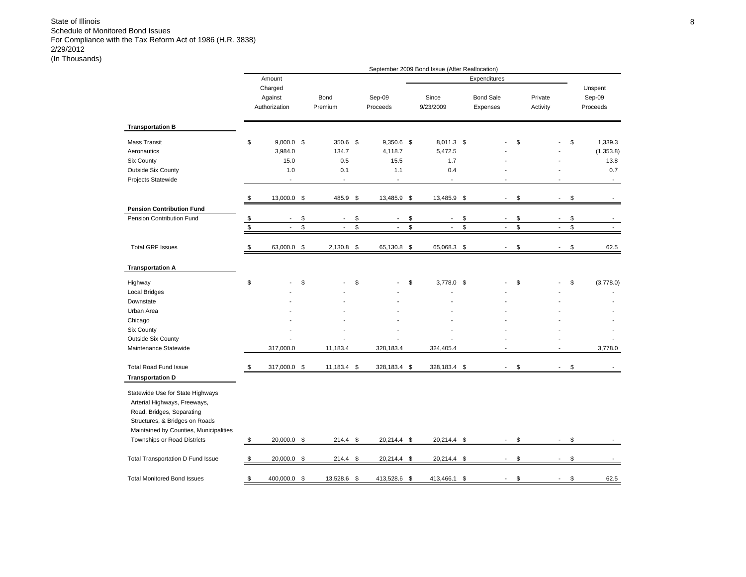State of Illinois
Schedule of Monitored Bond Issues
For Compliance with the Tax Reform Act of 1986 (H.R. 3838)
2/29/2012
(In Thousands)

| | September 2009 Bond Issue (After Reallocation) | | | | | | |
|---|---|---|---|---|---|---|---|
| | | | | Expenditures | | | |
| | Amount Charged Against Authorization | Bond Premium | Sep-09 Proceeds | Since 9/23/2009 | Bond Sale Expenses | Private Activity | Unspent Sep-09 Proceeds |
| **Transportation B** | | | | | | | |
| Mass Transit | $ 9,000.0 | $ 350.6 | $ 9,350.6 | $ 8,011.3 | $ - | $ - | $ 1,339.3 |
| Aeronautics | 3,984.0 | 134.7 | 4,118.7 | 5,472.5 | - | - | (1,353.8) |
| Six County | 15.0 | 0.5 | 15.5 | 1.7 | - | - | 13.8 |
| Outside Six County | 1.0 | 0.1 | 1.1 | 0.4 | - | - | 0.7 |
| Projects Statewide | - | - | - | - | - | - | - |
| | $ 13,000.0 | $ 485.9 | $ 13,485.9 | $ 13,485.9 | $ - | $ - | $ - |
| **Pension Contribution Fund** | | | | | | | |
| Pension Contribution Fund | $ - | $ - | $ - | $ - | $ - | $ - | $ - |
| | $ - | $ - | $ - | $ - | $ - | $ - | $ - |
| Total GRF Issues | $ 63,000.0 | $ 2,130.8 | $ 65,130.8 | $ 65,068.3 | $ - | $ - | $ 62.5 |
| **Transportation A** | | | | | | | |
| Highway | $ - | $ - | $ - | $ 3,778.0 | $ - | $ - | $ (3,778.0) |
| Local Bridges | - | - | - | - | - | - | - |
| Downstate | - | - | - | - | - | - | - |
| Urban Area | - | - | - | - | - | - | - |
| Chicago | - | - | - | - | - | - | - |
| Six County | - | - | - | - | - | - | - |
| Outside Six County | - | - | - | - | - | - | - |
| Maintenance Statewide | 317,000.0 | 11,183.4 | 328,183.4 | 324,405.4 | - | - | 3,778.0 |
| Total Road Fund Issue | $ 317,000.0 | $ 11,183.4 | $ 328,183.4 | $ 328,183.4 | $ - | $ - | $ - |
| **Transportation D** | | | | | | | |
| Statewide Use for State Highways Arterial Highways, Freeways, Road, Bridges, Separating Structures, & Bridges on Roads Maintained by Counties, Municipalities Townships or Road Districts | $ 20,000.0 | $ 214.4 | $ 20,214.4 | $ 20,214.4 | $ - | $ - | $ - |
| Total Transportation D Fund Issue | $ 20,000.0 | $ 214.4 | $ 20,214.4 | $ 20,214.4 | $ - | $ - | $ - |
| Total Monitored Bond Issues | $ 400,000.0 | $ 13,528.6 | $ 413,528.6 | $ 413,466.1 | $ - | $ - | $ 62.5 |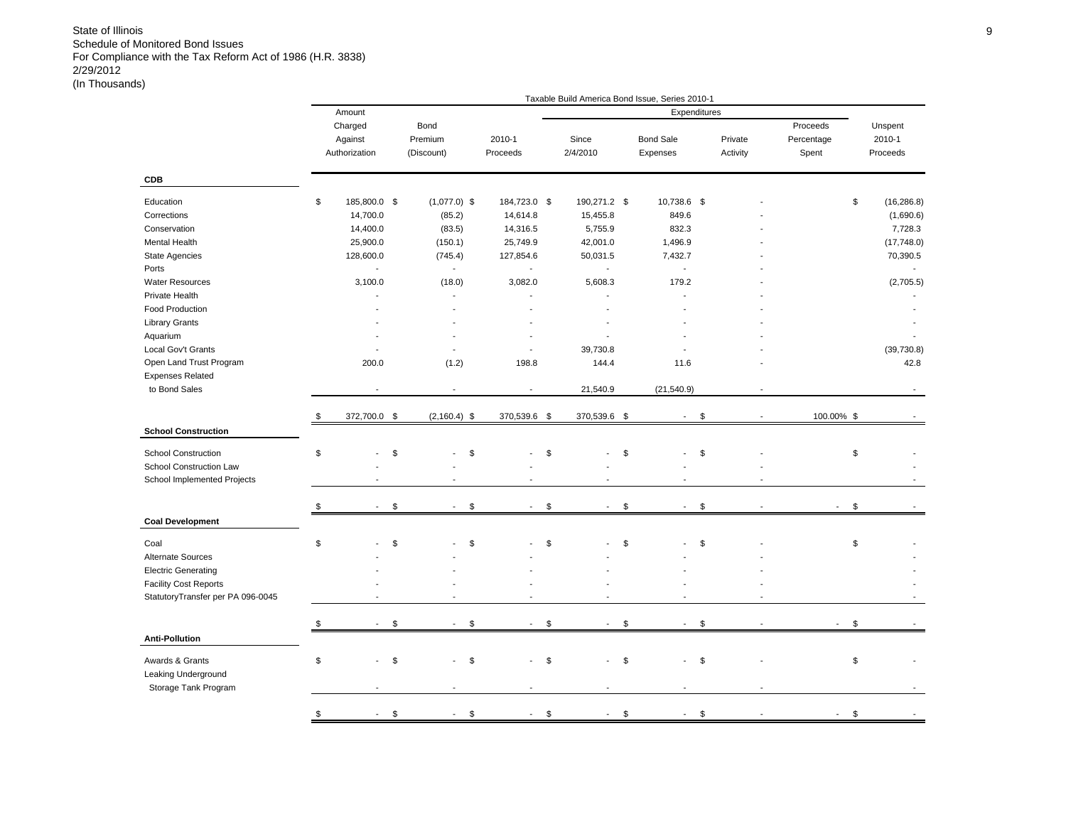State of Illinois
Schedule of Monitored Bond Issues
For Compliance with the Tax Reform Act of 1986 (H.R. 3838)
2/29/2012
(In Thousands)

| | Taxable Build America Bond Issue, Series 2010-1 | | | | | | | |
|---|---|---|---|---|---|---|---|---|
| | Amount Charged Against Authorization | Bond Premium (Discount) | 2010-1 Proceeds | Expenditures | | | Proceeds Percentage Spent | Unspent 2010-1 Proceeds |
| | | | | Since 2/4/2010 | Bond Sale Expenses | Private Activity | | |
| **CDB** | | | | | | | | |
| Education | $ 185,800.0 | $ (1,077.0) | $ 184,723.0 | $ 190,271.2 | $ 10,738.6 | $ - | | $ (16,286.8) |
| Corrections | 14,700.0 | (85.2) | 14,614.8 | 15,455.8 | 849.6 | - | | (1,690.6) |
| Conservation | 14,400.0 | (83.5) | 14,316.5 | 5,755.9 | 832.3 | - | | 7,728.3 |
| Mental Health | 25,900.0 | (150.1) | 25,749.9 | 42,001.0 | 1,496.9 | - | | (17,748.0) |
| State Agencies | 128,600.0 | (745.4) | 127,854.6 | 50,031.5 | 7,432.7 | - | | 70,390.5 |
| Ports | - | - | - | - | - | - | | - |
| Water Resources | 3,100.0 | (18.0) | 3,082.0 | 5,608.3 | 179.2 | - | | (2,705.5) |
| Private Health | - | - | - | - | - | - | | - |
| Food Production | - | - | - | - | - | - | | - |
| Library Grants | - | - | - | - | - | - | | - |
| Aquarium | - | - | - | - | - | - | | - |
| Local Gov't Grants | - | - | - | 39,730.8 | - | - | | (39,730.8) |
| Open Land Trust Program | 200.0 | (1.2) | 198.8 | 144.4 | 11.6 | - | | 42.8 |
| Expenses Related to Bond Sales | - | - | - | 21,540.9 | (21,540.9) | - | | - |
| | $ 372,700.0 | $ (2,160.4) | $ 370,539.6 | $ 370,539.6 | $ - | $ - | 100.00% | $ - |
| **School Construction** | | | | | | | | |
| School Construction | $ - | $ - | $ - | $ - | $ - | $ - | | $ - |
| School Construction Law | - | - | - | - | - | - | | - |
| School Implemented Projects | - | - | - | - | - | - | | - |
| | $ - | $ - | $ - | $ - | $ - | $ - | - | $ - |
| **Coal Development** | | | | | | | | |
| Coal | $ - | $ - | $ - | $ - | $ - | $ - | | $ - |
| Alternate Sources | - | - | - | - | - | - | | - |
| Electric Generating | - | - | - | - | - | - | | - |
| Facility Cost Reports | - | - | - | - | - | - | | - |
| StatutoryTransfer per PA 096-0045 | - | - | - | - | - | - | | - |
| | $ - | $ - | $ - | $ - | $ - | $ - | - | $ - |
| **Anti-Pollution** | | | | | | | | |
| Awards & Grants | $ - | $ - | $ - | $ - | $ - | $ - | | $ - |
| Leaking Underground Storage Tank Program | - | - | - | - | - | - | | - |
| | $ - | $ - | $ - | $ - | $ - | $ - | - | $ - |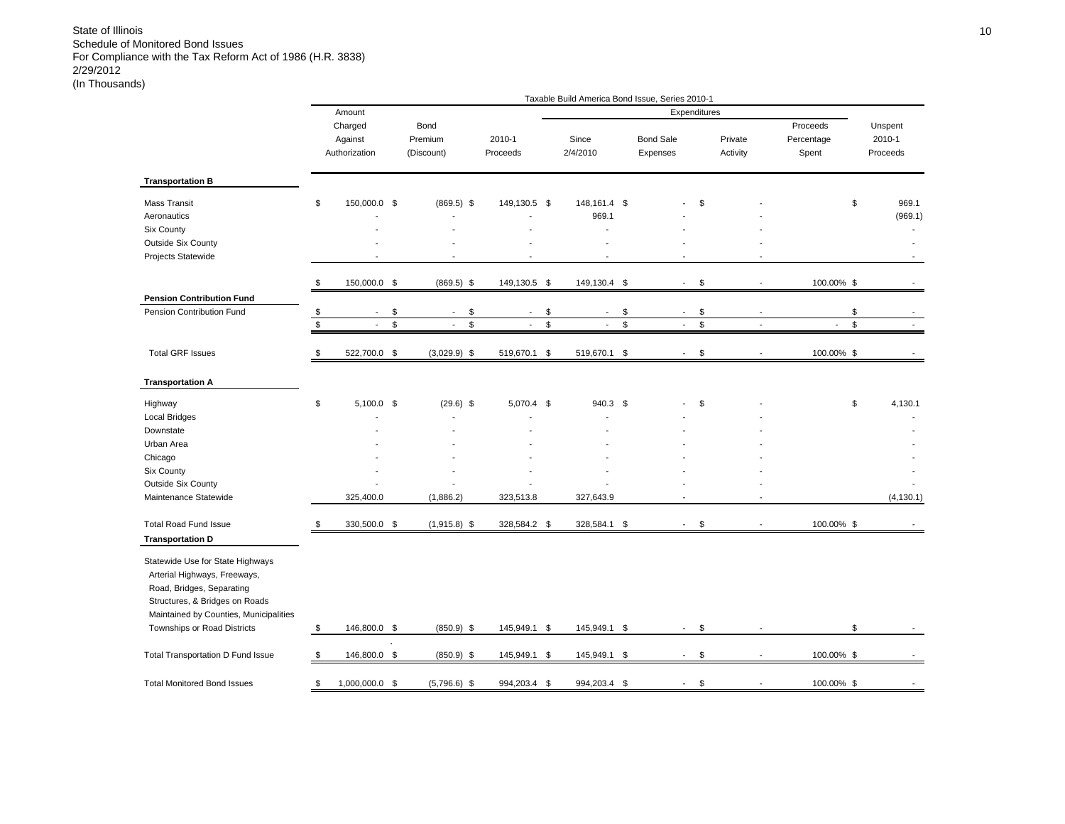State of Illinois
Schedule of Monitored Bond Issues
For Compliance with the Tax Reform Act of 1986 (H.R. 3838)
2/29/2012
(In Thousands)

Taxable Build America Bond Issue, Series 2010-1

| | Amount Charged Against Authorization | Bond Premium (Discount) | 2010-1 Proceeds | Expenditures Since 2/4/2010 | Expenditures Bond Sale Expenses | Expenditures Private Activity | Proceeds Percentage Spent | Unspent 2010-1 Proceeds |
|---|---|---|---|---|---|---|---|---|
| **Transportation B** | | | | | | | | |
| Mass Transit | $ 150,000.0 | $ (869.5) | $ 149,130.5 | $ 148,161.4 | $ - | $ - | | $ 969.1 |
| Aeronautics | - | - | - | 969.1 | - | - | | (969.1) |
| Six County | - | - | - | - | - | - | | - |
| Outside Six County | - | - | - | - | - | - | | - |
| Projects Statewide | - | - | - | - | - | - | | - |
| | $ 150,000.0 | $ (869.5) | $ 149,130.5 | $ 149,130.4 | $ - | $ - | 100.00% | $ - |
| **Pension Contribution Fund** | | | | | | | | |
| Pension Contribution Fund | $ - | $ - | $ - | $ - | $ - | $ - | | $ - |
| | $ - | $ - | $ - | $ - | $ - | $ - | - | $ - |
| Total GRF Issues | $ 522,700.0 | $ (3,029.9) | $ 519,670.1 | $ 519,670.1 | $ - | $ - | 100.00% | $ - |
| **Transportation A** | | | | | | | | |
| Highway | $ 5,100.0 | $ (29.6) | $ 5,070.4 | $ 940.3 | $ - | $ - | | $ 4,130.1 |
| Local Bridges | - | - | - | - | - | - | | - |
| Downstate | - | - | - | - | - | - | | - |
| Urban Area | - | - | - | - | - | - | | - |
| Chicago | - | - | - | - | - | - | | - |
| Six County | - | - | - | - | - | - | | - |
| Outside Six County | - | - | - | - | - | - | | - |
| Maintenance Statewide | 325,400.0 | (1,886.2) | 323,513.8 | 327,643.9 | - | - | | (4,130.1) |
| Total Road Fund Issue | $ 330,500.0 | $ (1,915.8) | $ 328,584.2 | $ 328,584.1 | $ - | $ - | 100.00% | $ - |
| **Transportation D** | | | | | | | | |
| Statewide Use for State Highways Arterial Highways, Freeways, Road, Bridges, Separating Structures, & Bridges on Roads Maintained by Counties, Municipalities Townships or Road Districts | $ 146,800.0 | $ (850.9) | $ 145,949.1 | $ 145,949.1 | $ - | $ - | | $ - |
| Total Transportation D Fund Issue | $ 146,800.0 | $ (850.9) | $ 145,949.1 | $ 145,949.1 | $ - | $ - | 100.00% | $ - |
| Total Monitored Bond Issues | $ 1,000,000.0 | $ (5,796.6) | $ 994,203.4 | $ 994,203.4 | $ - | $ - | 100.00% | $ - |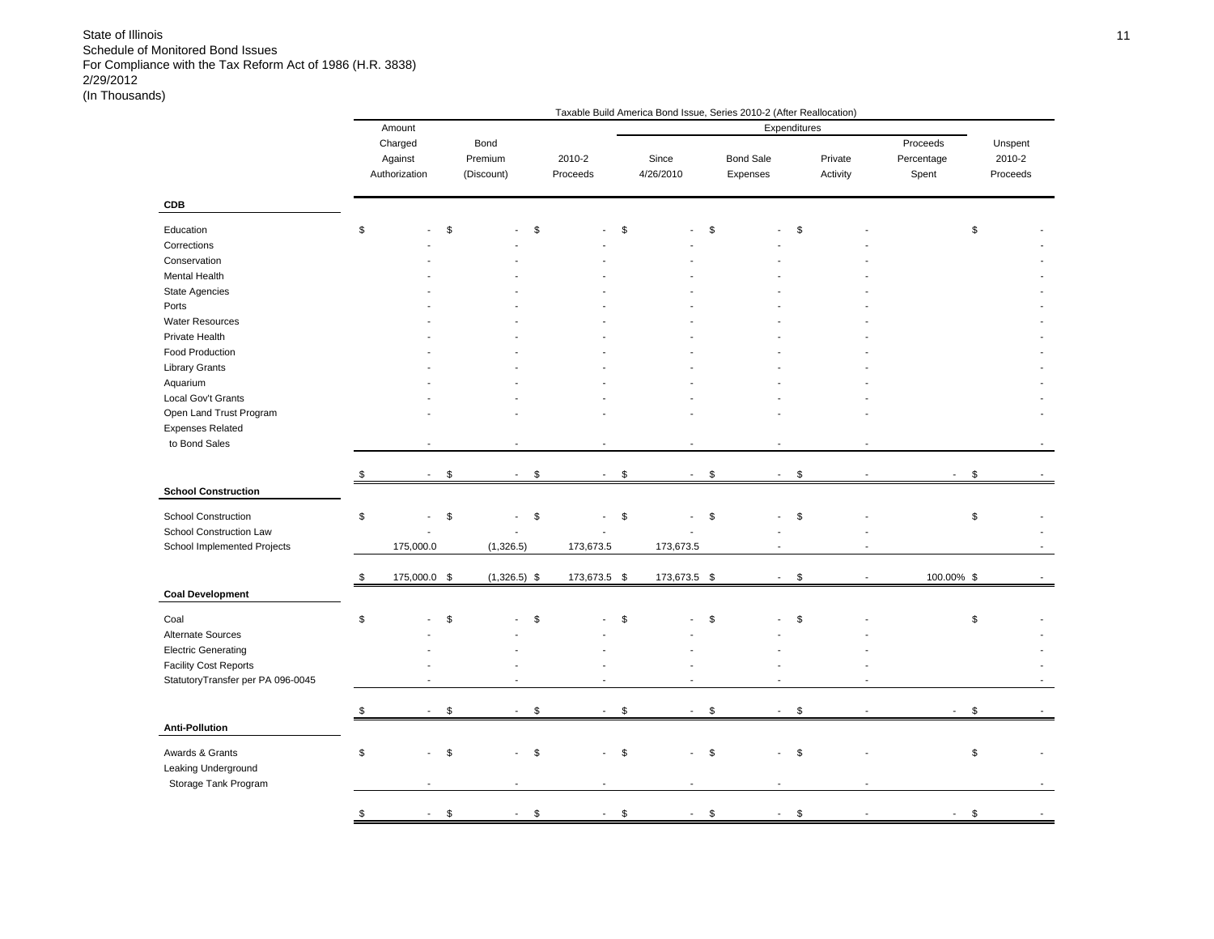State of Illinois
Schedule of Monitored Bond Issues
For Compliance with the Tax Reform Act of 1986 (H.R. 3838)
2/29/2012
(In Thousands)

Taxable Build America Bond Issue, Series 2010-2 (After Reallocation)

| | Amount Charged Against Authorization | Bond Premium (Discount) | 2010-2 Proceeds | Expenditures Since 4/26/2010 | Expenditures Bond Sale Expenses | Expenditures Private Activity | Proceeds Percentage Spent | Unspent 2010-2 Proceeds |
|---|---|---|---|---|---|---|---|---|
| **CDB** | | | | | | | | |
| Education | $ - | $ - | $ - | $ - | $ - | $ - | | $ - |
| Corrections | - | - | - | - | - | - | | - |
| Conservation | - | - | - | - | - | - | | - |
| Mental Health | - | - | - | - | - | - | | - |
| State Agencies | - | - | - | - | - | - | | - |
| Ports | - | - | - | - | - | - | | - |
| Water Resources | - | - | - | - | - | - | | - |
| Private Health | - | - | - | - | - | - | | - |
| Food Production | - | - | - | - | - | - | | - |
| Library Grants | - | - | - | - | - | - | | - |
| Aquarium | - | - | - | - | - | - | | - |
| Local Gov't Grants | - | - | - | - | - | - | | - |
| Open Land Trust Program | - | - | - | - | - | - | | - |
| Expenses Related to Bond Sales | - | - | - | - | - | - | | - |
| | $ - | $ - | $ - | $ - | $ - | $ - | - | $ - |
| **School Construction** | | | | | | | | |
| School Construction | $ - | $ - | $ - | $ - | $ - | $ - | | $ - |
| School Construction Law | - | - | - | - | - | - | | - |
| School Implemented Projects | 175,000.0 | (1,326.5) | 173,673.5 | 173,673.5 | - | - | | - |
| | $ 175,000.0 | $ (1,326.5) | $ 173,673.5 | $ 173,673.5 | $ - | $ - | 100.00% | $ - |
| **Coal Development** | | | | | | | | |
| Coal | $ - | $ - | $ - | $ - | $ - | $ - | | $ - |
| Alternate Sources | - | - | - | - | - | - | | - |
| Electric Generating | - | - | - | - | - | - | | - |
| Facility Cost Reports | - | - | - | - | - | - | | - |
| StatutoryTransfer per PA 096-0045 | - | - | - | - | - | - | | - |
| | $ - | $ - | $ - | $ - | $ - | $ - | - | $ - |
| **Anti-Pollution** | | | | | | | | |
| Awards & Grants | $ - | $ - | $ - | $ - | $ - | $ - | | $ - |
| Leaking Underground Storage Tank Program | - | - | - | - | - | - | | - |
| | $ - | $ - | $ - | $ - | $ - | $ - | - | $ - |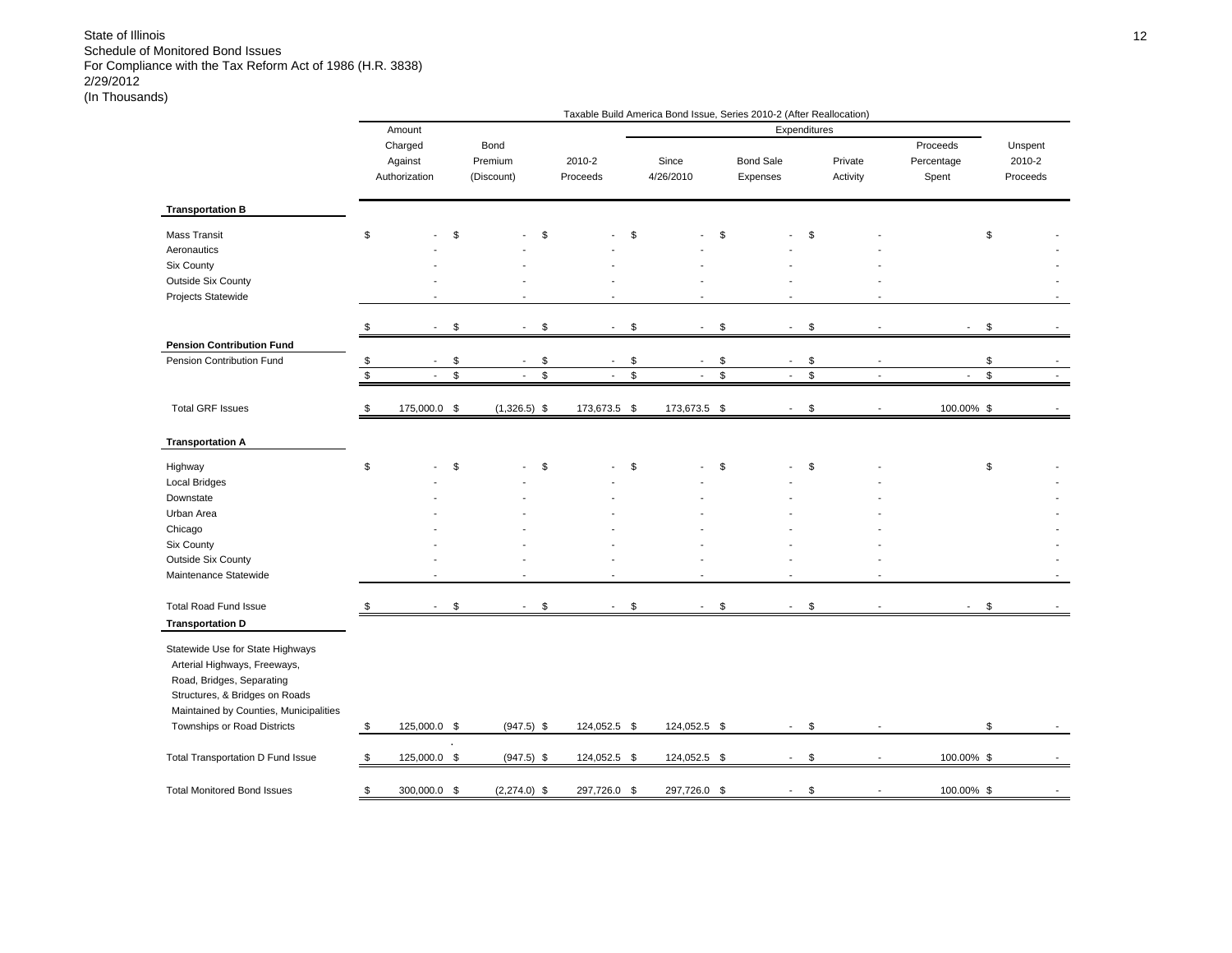State of Illinois
Schedule of Monitored Bond Issues
For Compliance with the Tax Reform Act of 1986 (H.R. 3838)
2/29/2012
(In Thousands)

Taxable Build America Bond Issue, Series 2010-2 (After Reallocation)

| | Amount Charged Against Authorization | Bond Premium (Discount) | 2010-2 Proceeds | Expenditures Since 4/26/2010 | Expenditures Bond Sale Expenses | Expenditures Private Activity | Proceeds Percentage Spent | Unspent 2010-2 Proceeds |
|---|---|---|---|---|---|---|---|---|
| **Transportation B** | | | | | | | | |
| Mass Transit | $ - | $ - | $ - | $ - | $ - | $ - | | $ - |
| Aeronautics | - | - | - | - | - | - | | - |
| Six County | - | - | - | - | - | - | | - |
| Outside Six County | - | - | - | - | - | - | | - |
| Projects Statewide | - | - | - | - | - | - | | - |
| | $ - | $ - | $ - | $ - | $ - | $ - | - | $ - |
| **Pension Contribution Fund** | | | | | | | | |
| Pension Contribution Fund | $ - | $ - | $ - | $ - | $ - | $ - | | $ - |
| | $ - | $ - | $ - | $ - | $ - | $ - | - | $ - |
| Total GRF Issues | $ 175,000.0 | $ (1,326.5) | $ 173,673.5 | $ 173,673.5 | $ - | $ - | 100.00% | $ - |
| **Transportation A** | | | | | | | | |
| Highway | $ - | $ - | $ - | $ - | $ - | $ - | | $ - |
| Local Bridges | - | - | - | - | - | - | | - |
| Downstate | - | - | - | - | - | - | | - |
| Urban Area | - | - | - | - | - | - | | - |
| Chicago | - | - | - | - | - | - | | - |
| Six County | - | - | - | - | - | - | | - |
| Outside Six County | - | - | - | - | - | - | | - |
| Maintenance Statewide | - | - | - | - | - | - | | - |
| Total Road Fund Issue | $ - | $ - | $ - | $ - | $ - | $ - | - | $ - |
| **Transportation D** | | | | | | | | |
| Statewide Use for State Highways Arterial Highways, Freeways, Road, Bridges, Separating Structures, & Bridges on Roads Maintained by Counties, Municipalities Townships or Road Districts | $ 125,000.0 | $ (947.5) | $ 124,052.5 | $ 124,052.5 | $ - | $ - | | $ - |
| Total Transportation D Fund Issue | $ 125,000.0 | $ (947.5) | $ 124,052.5 | $ 124,052.5 | $ - | $ - | 100.00% | $ - |
| Total Monitored Bond Issues | $ 300,000.0 | $ (2,274.0) | $ 297,726.0 | $ 297,726.0 | $ - | $ - | 100.00% | $ - |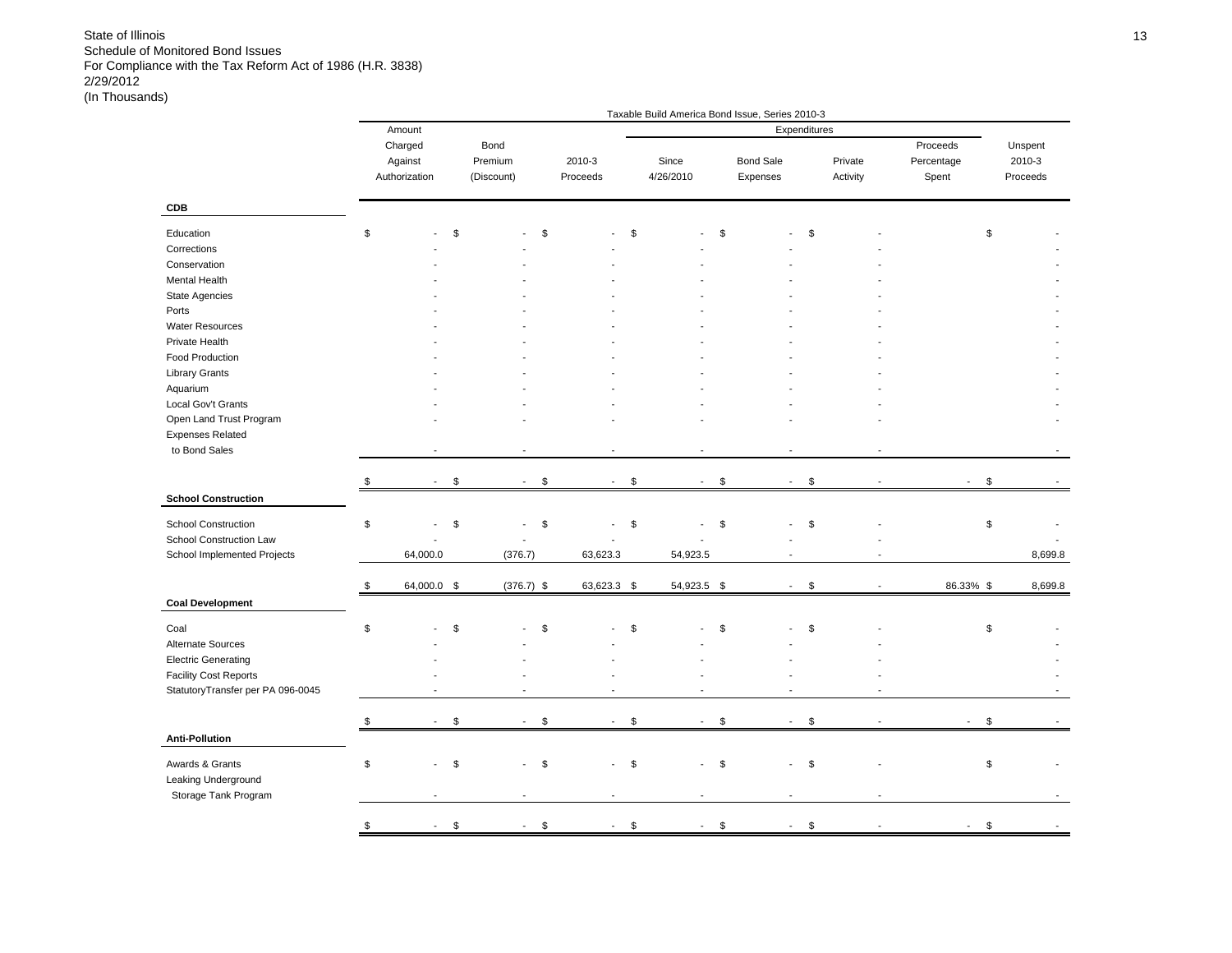State of Illinois
Schedule of Monitored Bond Issues
For Compliance with the Tax Reform Act of 1986 (H.R. 3838)
2/29/2012
(In Thousands)

Taxable Build America Bond Issue, Series 2010-3

| | Amount Charged Against Authorization | Bond Premium (Discount) | 2010-3 Proceeds | Expenditures Since 4/26/2010 | Expenditures Bond Sale Expenses | Expenditures Private Activity | Proceeds Percentage Spent | Unspent 2010-3 Proceeds |
|---|---|---|---|---|---|---|---|---|
| **CDB** | | | | | | | | |
| Education | $ - | $ - | $ - | $ - | $ - | $ - | | $ - |
| Corrections | - | - | - | - | - | - | | - |
| Conservation | - | - | - | - | - | - | | - |
| Mental Health | - | - | - | - | - | - | | - |
| State Agencies | - | - | - | - | - | - | | - |
| Ports | - | - | - | - | - | - | | - |
| Water Resources | - | - | - | - | - | - | | - |
| Private Health | - | - | - | - | - | - | | - |
| Food Production | - | - | - | - | - | - | | - |
| Library Grants | - | - | - | - | - | - | | - |
| Aquarium | - | - | - | - | - | - | | - |
| Local Gov't Grants | - | - | - | - | - | - | | - |
| Open Land Trust Program | - | - | - | - | - | - | | - |
| Expenses Related to Bond Sales | - | - | - | - | - | - | | - |
| | $ - | $ - | $ - | $ - | $ - | $ - | - | $ - |
| **School Construction** | | | | | | | | |
| School Construction | $ - | $ - | $ - | $ - | $ - | $ - | | $ - |
| School Construction Law | - | - | - | - | - | - | | - |
| School Implemented Projects | 64,000.0 | (376.7) | 63,623.3 | 54,923.5 | - | - | | 8,699.8 |
| | $ 64,000.0 | $ (376.7) | $ 63,623.3 | $ 54,923.5 | $ - | $ - | 86.33% | $ 8,699.8 |
| **Coal Development** | | | | | | | | |
| Coal | $ - | $ - | $ - | $ - | $ - | $ - | | $ - |
| Alternate Sources | - | - | - | - | - | - | | - |
| Electric Generating | - | - | - | - | - | - | | - |
| Facility Cost Reports | - | - | - | - | - | - | | - |
| StatutoryTransfer per PA 096-0045 | - | - | - | - | - | - | | - |
| | $ - | $ - | $ - | $ - | $ - | $ - | - | $ - |
| **Anti-Pollution** | | | | | | | | |
| Awards & Grants | $ - | $ - | $ - | $ - | $ - | $ - | | $ - |
| Leaking Underground Storage Tank Program | - | - | - | - | - | - | | - |
| | $ - | $ - | $ - | $ - | $ - | $ - | - | $ - |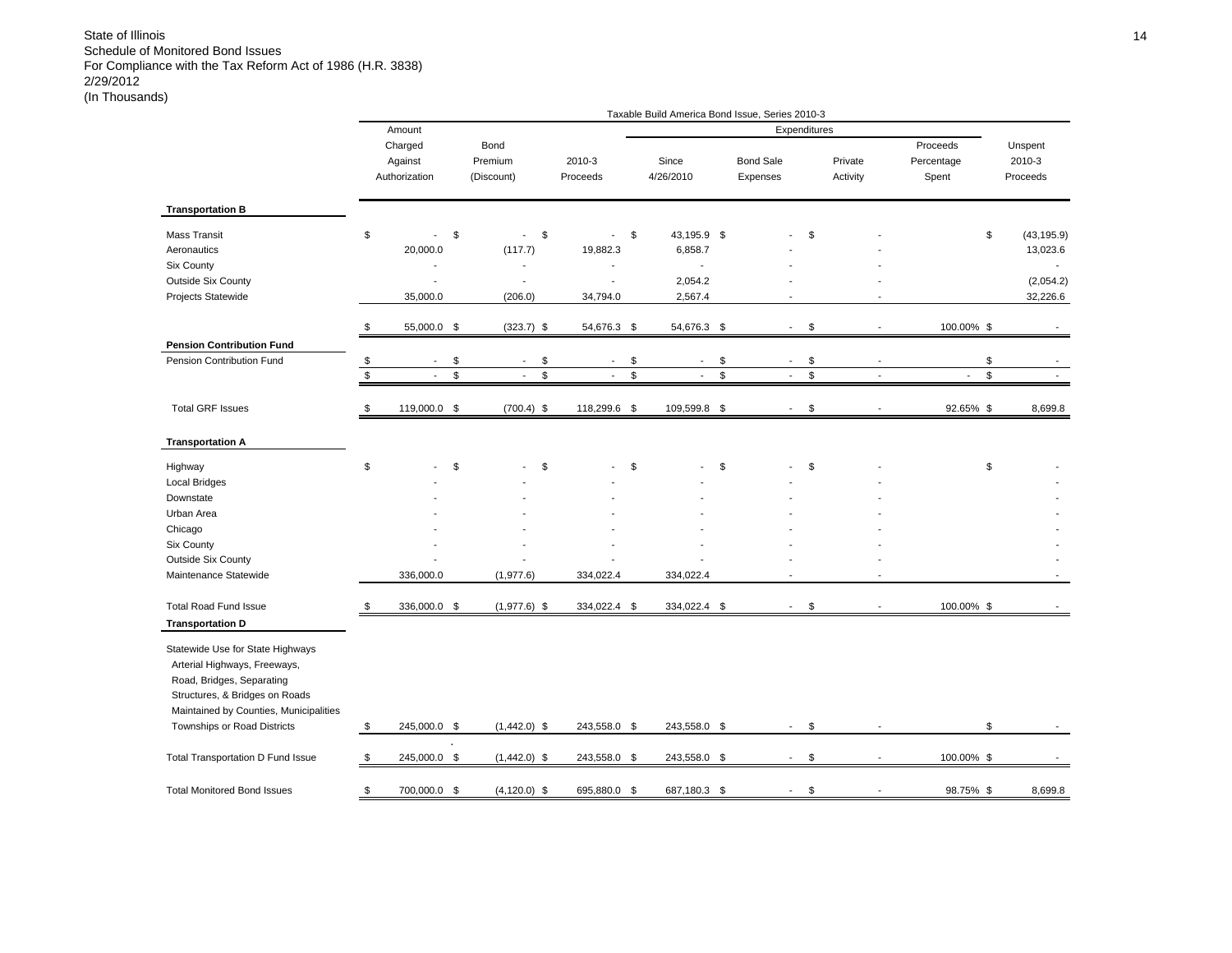State of Illinois
Schedule of Monitored Bond Issues
For Compliance with the Tax Reform Act of 1986 (H.R. 3838)
2/29/2012
(In Thousands)

Taxable Build America Bond Issue, Series 2010-3

| | Amount Charged Against Authorization | Bond Premium (Discount) | 2010-3 Proceeds | Expenditures Since 4/26/2010 | Expenditures Bond Sale Expenses | Expenditures Private Activity | Proceeds Percentage Spent | Unspent 2010-3 Proceeds |
|---|---|---|---|---|---|---|---|---|
| **Transportation B** | | | | | | | | |
| Mass Transit | $ - | $ - | $ - | $ 43,195.9 | $ - | $ - | | $ (43,195.9) |
| Aeronautics | 20,000.0 | (117.7) | 19,882.3 | 6,858.7 | - | - | | 13,023.6 |
| Six County | - | - | - | - | - | - | | - |
| Outside Six County | - | - | - | 2,054.2 | - | - | | (2,054.2) |
| Projects Statewide | 35,000.0 | (206.0) | 34,794.0 | 2,567.4 | - | - | | 32,226.6 |
| | $ 55,000.0 | $ (323.7) | $ 54,676.3 | $ 54,676.3 | $ - | $ - | 100.00% | $ - |
| **Pension Contribution Fund** | | | | | | | | |
| Pension Contribution Fund | $ - | $ - | $ - | $ - | $ - | $ - | | $ - |
| | $ - | $ - | $ - | $ - | $ - | $ - | - | $ - |
| Total GRF Issues | $ 119,000.0 | $ (700.4) | $ 118,299.6 | $ 109,599.8 | $ - | $ - | 92.65% | $ 8,699.8 |
| **Transportation A** | | | | | | | | |
| Highway | $ - | $ - | $ - | $ - | $ - | $ - | | $ - |
| Local Bridges | - | - | - | - | - | - | | - |
| Downstate | - | - | - | - | - | - | | - |
| Urban Area | - | - | - | - | - | - | | - |
| Chicago | - | - | - | - | - | - | | - |
| Six County | - | - | - | - | - | - | | - |
| Outside Six County | - | - | - | - | - | - | | - |
| Maintenance Statewide | 336,000.0 | (1,977.6) | 334,022.4 | 334,022.4 | - | - | | - |
| Total Road Fund Issue | $ 336,000.0 | $ (1,977.6) | $ 334,022.4 | $ 334,022.4 | $ - | $ - | 100.00% | $ - |
| **Transportation D** | | | | | | | | |
| Statewide Use for State Highways Arterial Highways, Freeways, Road, Bridges, Separating Structures, & Bridges on Roads Maintained by Counties, Municipalities Townships or Road Districts | $ 245,000.0 | $ (1,442.0) | $ 243,558.0 | $ 243,558.0 | $ - | $ - | | $ - |
| Total Transportation D Fund Issue | $ 245,000.0 | $ (1,442.0) | $ 243,558.0 | $ 243,558.0 | $ - | $ - | 100.00% | $ - |
| Total Monitored Bond Issues | $ 700,000.0 | $ (4,120.0) | $ 695,880.0 | $ 687,180.3 | $ - | $ - | 98.75% | $ 8,699.8 |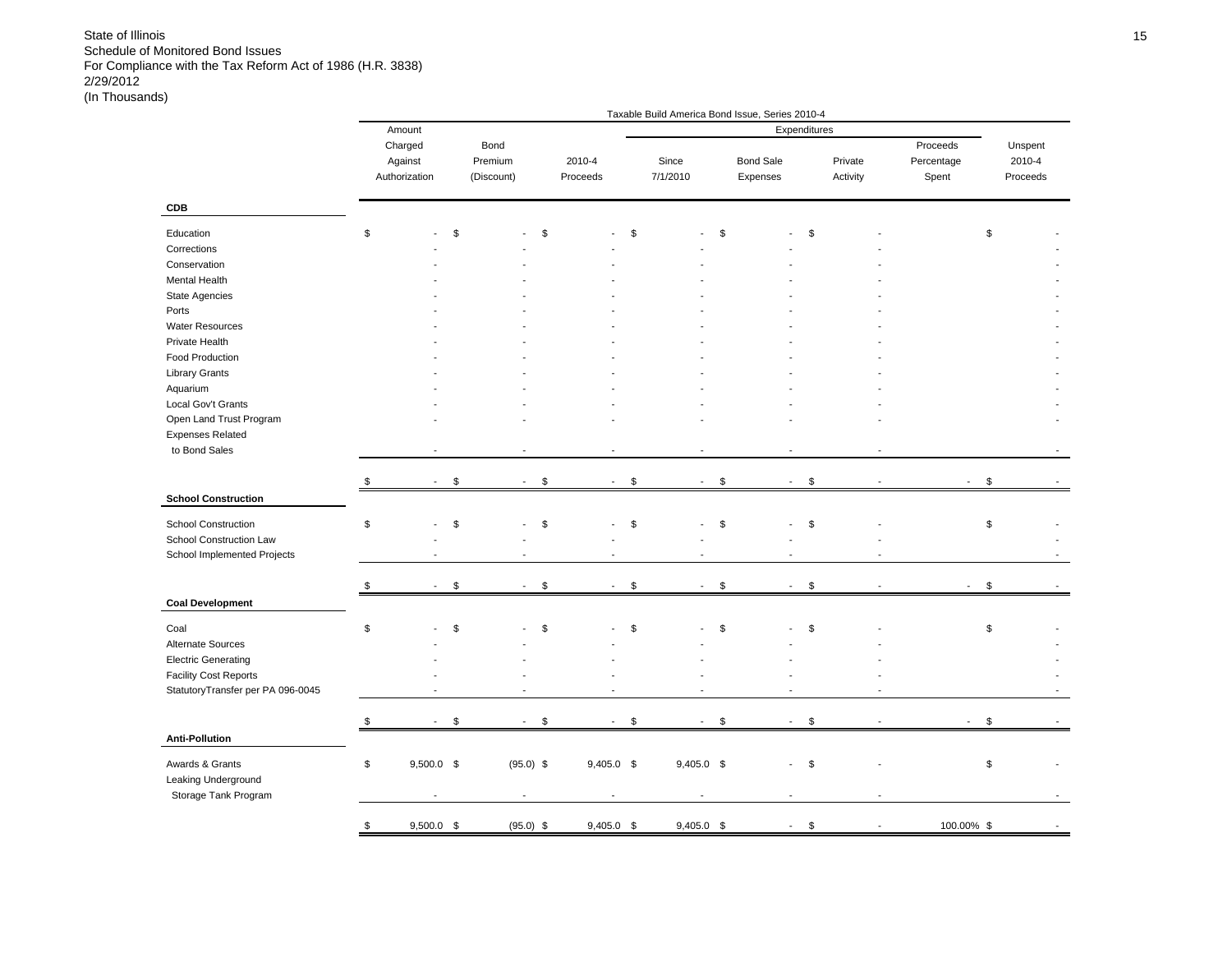State of Illinois
Schedule of Monitored Bond Issues
For Compliance with the Tax Reform Act of 1986 (H.R. 3838)
2/29/2012
(In Thousands)

Taxable Build America Bond Issue, Series 2010-4

| | Amount Charged Against Authorization | Bond Premium (Discount) | 2010-4 Proceeds | Expenditures Since 7/1/2010 | Expenditures Bond Sale Expenses | Expenditures Private Activity | Proceeds Percentage Spent | Unspent 2010-4 Proceeds |
|---|---|---|---|---|---|---|---|---|
| **CDB** | | | | | | | | |
| Education | $ - | $ - | $ - | $ - | $ - | $ - | | $ - |
| Corrections | - | - | - | - | - | - | | - |
| Conservation | - | - | - | - | - | - | | - |
| Mental Health | - | - | - | - | - | - | | - |
| State Agencies | - | - | - | - | - | - | | - |
| Ports | - | - | - | - | - | - | | - |
| Water Resources | - | - | - | - | - | - | | - |
| Private Health | - | - | - | - | - | - | | - |
| Food Production | - | - | - | - | - | - | | - |
| Library Grants | - | - | - | - | - | - | | - |
| Aquarium | - | - | - | - | - | - | | - |
| Local Gov't Grants | - | - | - | - | - | - | | - |
| Open Land Trust Program | - | - | - | - | - | - | | - |
| Expenses Related to Bond Sales | - | - | - | - | - | - | | - |
| | $ - | $ - | $ - | $ - | $ - | $ - | - | $ - |
| **School Construction** | | | | | | | | |
| School Construction | $ - | $ - | $ - | $ - | $ - | $ - | | $ - |
| School Construction Law | - | - | - | - | - | - | | - |
| School Implemented Projects | - | - | - | - | - | - | | - |
| | $ - | $ - | $ - | $ - | $ - | $ - | - | $ - |
| **Coal Development** | | | | | | | | |
| Coal | $ - | $ - | $ - | $ - | $ - | $ - | | $ - |
| Alternate Sources | - | - | - | - | - | - | | - |
| Electric Generating | - | - | - | - | - | - | | - |
| Facility Cost Reports | - | - | - | - | - | - | | - |
| StatutoryTransfer per PA 096-0045 | - | - | - | - | - | - | | - |
| | $ - | $ - | $ - | $ - | $ - | $ - | - | $ - |
| **Anti-Pollution** | | | | | | | | |
| Awards & Grants | $ 9,500.0 | $ (95.0) | $ 9,405.0 | $ 9,405.0 | $ - | $ - | | $ - |
| Leaking Underground Storage Tank Program | - | - | - | - | - | - | | - |
| | $ 9,500.0 | $ (95.0) | $ 9,405.0 | $ 9,405.0 | $ - | $ - | 100.00% | $ - |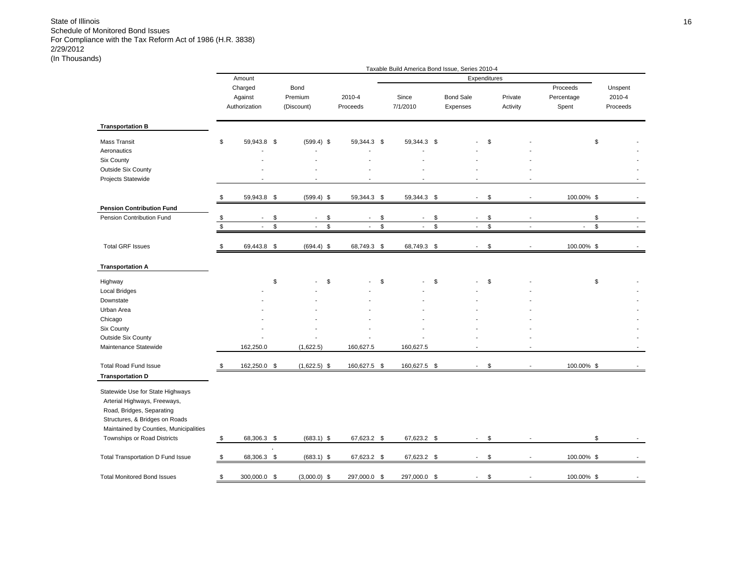State of Illinois
Schedule of Monitored Bond Issues
For Compliance with the Tax Reform Act of 1986 (H.R. 3838)
2/29/2012
(In Thousands)

Taxable Build America Bond Issue, Series 2010-4

| | Amount Charged Against Authorization | Bond Premium (Discount) | 2010-4 Proceeds | Expenditures Since 7/1/2010 | Expenditures Bond Sale Expenses | Expenditures Private Activity | Proceeds Percentage Spent | Unspent 2010-4 Proceeds |
|---|---|---|---|---|---|---|---|---|
| **Transportation B** | | | | | | | | |
| Mass Transit | $ 59,943.8 | $ (599.4) | $ 59,344.3 | $ 59,344.3 | $ - | $ - | | $ - |
| Aeronautics | - | - | - | - | - | - | | - |
| Six County | - | - | - | - | - | - | | - |
| Outside Six County | - | - | - | - | - | - | | - |
| Projects Statewide | - | - | - | - | - | - | | - |
| | $ 59,943.8 | $ (599.4) | $ 59,344.3 | $ 59,344.3 | $ - | $ - | 100.00% | $ - |
| **Pension Contribution Fund** | | | | | | | | |
| Pension Contribution Fund | $ - | $ - | $ - | $ - | $ - | $ - | | $ - |
| | $ - | $ - | $ - | $ - | $ - | $ - | - | $ - |
| Total GRF Issues | $ 69,443.8 | $ (694.4) | $ 68,749.3 | $ 68,749.3 | $ - | $ - | 100.00% | $ - |
| **Transportation A** | | | | | | | | |
| Highway | | $ - | $ - | $ - | $ - | $ - | | $ - |
| Local Bridges | - | - | - | - | - | - | | - |
| Downstate | - | - | - | - | - | - | | - |
| Urban Area | - | - | - | - | - | - | | - |
| Chicago | - | - | - | - | - | - | | - |
| Six County | - | - | - | - | - | - | | - |
| Outside Six County | - | - | - | - | - | - | | - |
| Maintenance Statewide | 162,250.0 | (1,622.5) | 160,627.5 | 160,627.5 | - | - | | - |
| Total Road Fund Issue | $ 162,250.0 | $ (1,622.5) | $ 160,627.5 | $ 160,627.5 | $ - | $ - | 100.00% | $ - |
| **Transportation D** | | | | | | | | |
| Statewide Use for State Highways Arterial Highways, Freeways, Road, Bridges, Separating Structures, & Bridges on Roads Maintained by Counties, Municipalities Townships or Road Districts | $ 68,306.3 | $ (683.1) | $ 67,623.2 | $ 67,623.2 | $ - | $ - | | $ - |
| Total Transportation D Fund Issue | $ 68,306.3 | $ (683.1) | $ 67,623.2 | $ 67,623.2 | $ - | $ - | 100.00% | $ - |
| Total Monitored Bond Issues | $ 300,000.0 | $ (3,000.0) | $ 297,000.0 | $ 297,000.0 | $ - | $ - | 100.00% | $ - |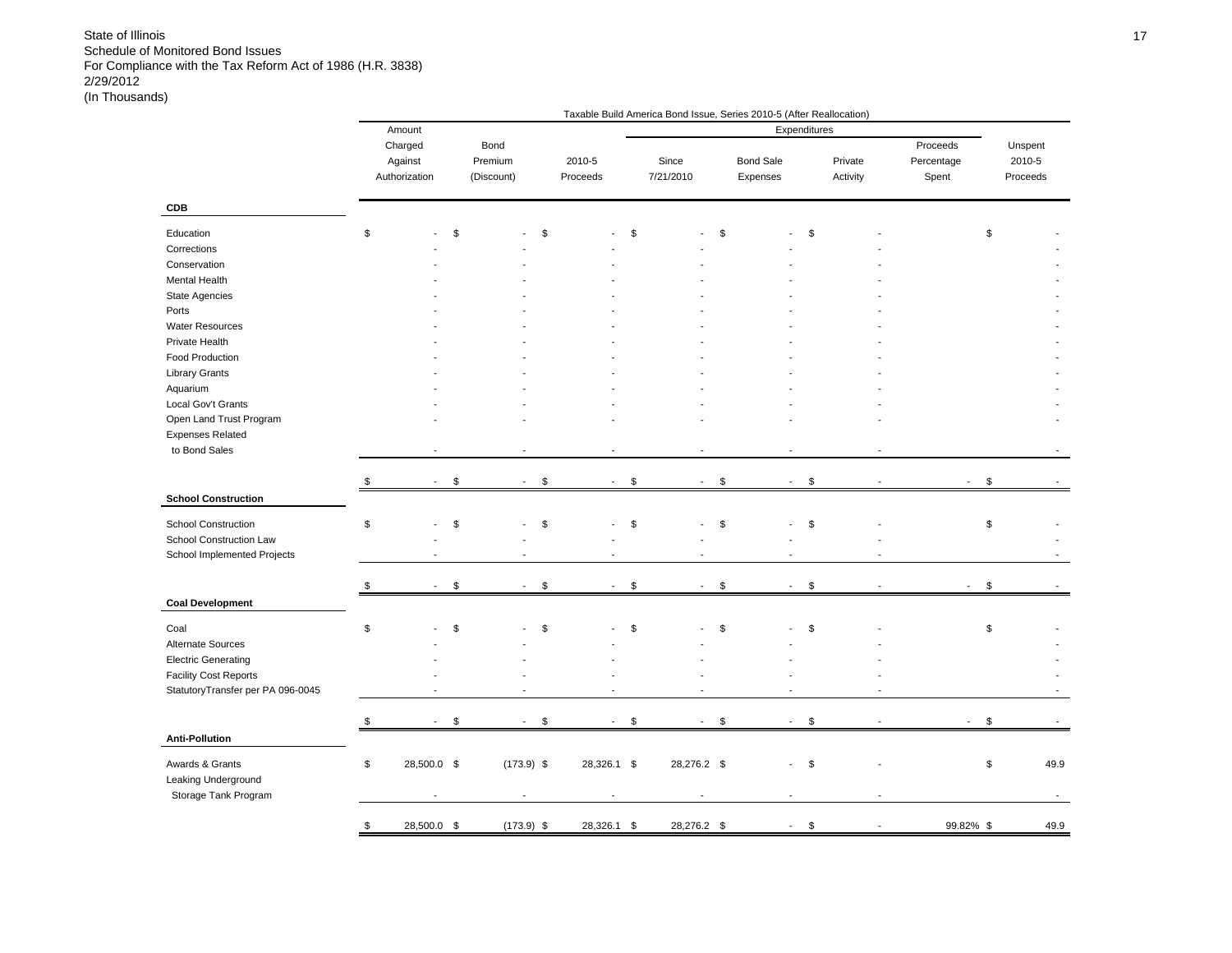State of Illinois
Schedule of Monitored Bond Issues
For Compliance with the Tax Reform Act of 1986 (H.R. 3838)
2/29/2012
(In Thousands)

Taxable Build America Bond Issue, Series 2010-5 (After Reallocation)

| | Amount Charged Against Authorization | Bond Premium (Discount) | 2010-5 Proceeds | Expenditures Since 7/21/2010 | Expenditures Bond Sale Expenses | Expenditures Private Activity | Proceeds Percentage Spent | Unspent 2010-5 Proceeds |
|---|---|---|---|---|---|---|---|---|
| **CDB** | | | | | | | | |
| Education | $ - | $ - | $ - | $ - | $ - | $ - | | $ - |
| Corrections | - | - | - | - | - | - | | - |
| Conservation | - | - | - | - | - | - | | - |
| Mental Health | - | - | - | - | - | - | | - |
| State Agencies | - | - | - | - | - | - | | - |
| Ports | - | - | - | - | - | - | | - |
| Water Resources | - | - | - | - | - | - | | - |
| Private Health | - | - | - | - | - | - | | - |
| Food Production | - | - | - | - | - | - | | - |
| Library Grants | - | - | - | - | - | - | | - |
| Aquarium | - | - | - | - | - | - | | - |
| Local Gov't Grants | - | - | - | - | - | - | | - |
| Open Land Trust Program | - | - | - | - | - | - | | - |
| Expenses Related to Bond Sales | - | - | - | - | - | - | | - |
| | $ - | $ - | $ - | $ - | $ - | $ - | - | $ - |
| **School Construction** | | | | | | | | |
| School Construction | $ - | $ - | $ - | $ - | $ - | $ - | | $ - |
| School Construction Law | - | - | - | - | - | - | | - |
| School Implemented Projects | - | - | - | - | - | - | | - |
| | $ - | $ - | $ - | $ - | $ - | $ - | - | $ - |
| **Coal Development** | | | | | | | | |
| Coal | $ - | $ - | $ - | $ - | $ - | $ - | | $ - |
| Alternate Sources | - | - | - | - | - | - | | - |
| Electric Generating | - | - | - | - | - | - | | - |
| Facility Cost Reports | - | - | - | - | - | - | | - |
| StatutoryTransfer per PA 096-0045 | - | - | - | - | - | - | | - |
| | $ - | $ - | $ - | $ - | $ - | $ - | - | $ - |
| **Anti-Pollution** | | | | | | | | |
| Awards & Grants | $ 28,500.0 | $ (173.9) | $ 28,326.1 | $ 28,276.2 | $ - | $ - | | $ 49.9 |
| Leaking Underground Storage Tank Program | - | - | - | - | - | - | | - |
| | $ 28,500.0 | $ (173.9) | $ 28,326.1 | $ 28,276.2 | $ - | $ - | 99.82% | $ 49.9 |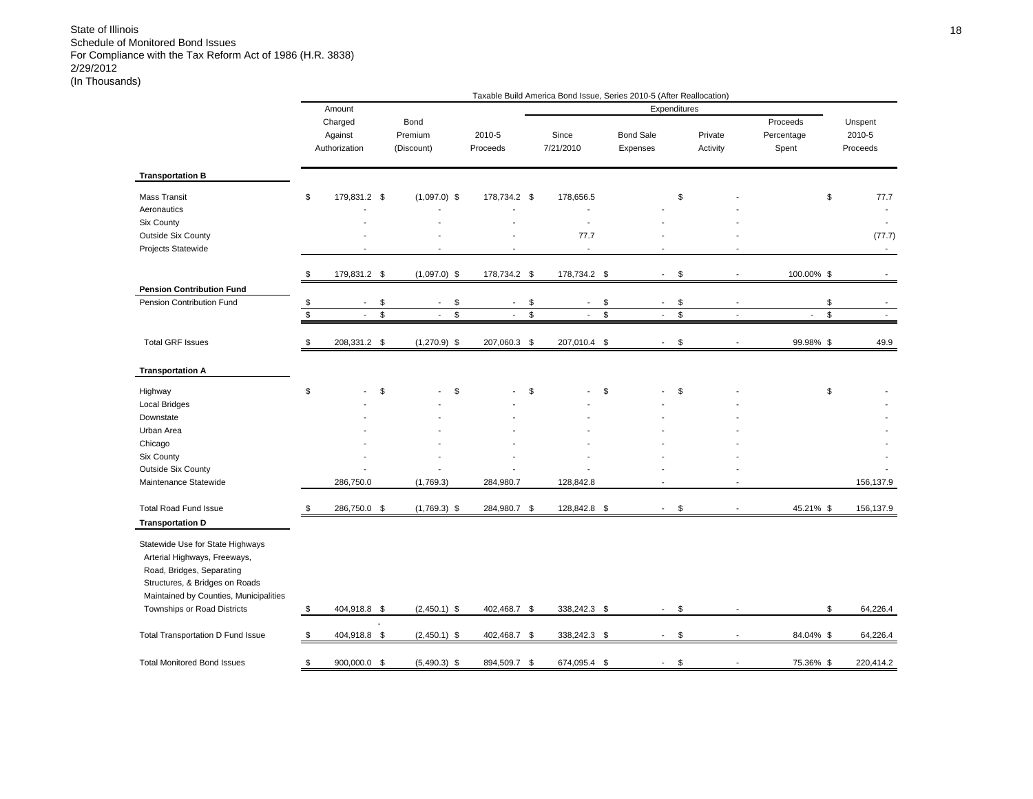State of Illinois
Schedule of Monitored Bond Issues
For Compliance with the Tax Reform Act of 1986 (H.R. 3838)
2/29/2012
(In Thousands)

| | Taxable Build America Bond Issue, Series 2010-5 (After Reallocation) | | | | | | | |
|---|---|---|---|---|---|---|---|---|
| | | | | Expenditures | | | | |
| | Amount Charged Against Authorization | Bond Premium (Discount) | 2010-5 Proceeds | Since 7/21/2010 | Bond Sale Expenses | Private Activity | Proceeds Percentage Spent | Unspent 2010-5 Proceeds |
| **Transportation B** | | | | | | | | |
| Mass Transit | $ 179,831.2 | $ (1,097.0) | $ 178,734.2 | $ 178,656.5 | | $ - | | $ 77.7 |
| Aeronautics | - | - | - | - | - | - | | - |
| Six County | - | - | - | - | - | - | | - |
| Outside Six County | - | - | - | 77.7 | - | - | | (77.7) |
| Projects Statewide | - | - | - | - | - | - | | - |
| | $ 179,831.2 | $ (1,097.0) | $ 178,734.2 | $ 178,734.2 | $ - | $ - | 100.00% | $ - |
| **Pension Contribution Fund** | | | | | | | | |
| Pension Contribution Fund | $ - | $ - | $ - | $ - | $ - | $ - | | $ - |
| | $ - | $ - | $ - | $ - | $ - | $ - | - | $ - |
| Total GRF Issues | $ 208,331.2 | $ (1,270.9) | $ 207,060.3 | $ 207,010.4 | $ - | $ - | 99.98% | $ 49.9 |
| **Transportation A** | | | | | | | | |
| Highway | $ - | $ - | $ - | $ - | $ - | $ - | | $ - |
| Local Bridges | - | - | - | - | - | - | | - |
| Downstate | - | - | - | - | - | - | | - |
| Urban Area | - | - | - | - | - | - | | - |
| Chicago | - | - | - | - | - | - | | - |
| Six County | - | - | - | - | - | - | | - |
| Outside Six County | - | - | - | - | - | - | | - |
| Maintenance Statewide | 286,750.0 | (1,769.3) | 284,980.7 | 128,842.8 | - | - | | 156,137.9 |
| Total Road Fund Issue | $ 286,750.0 | $ (1,769.3) | $ 284,980.7 | $ 128,842.8 | $ - | $ - | 45.21% | $ 156,137.9 |
| **Transportation D** | | | | | | | | |
| Statewide Use for State Highways Arterial Highways, Freeways, Road, Bridges, Separating Structures, & Bridges on Roads Maintained by Counties, Municipalities Townships or Road Districts | $ 404,918.8 | $ (2,450.1) | $ 402,468.7 | $ 338,242.3 | $ - | $ - | | $ 64,226.4 |
| Total Transportation D Fund Issue | $ 404,918.8 | $ (2,450.1) | $ 402,468.7 | $ 338,242.3 | $ - | $ - | 84.04% | $ 64,226.4 |
| Total Monitored Bond Issues | $ 900,000.0 | $ (5,490.3) | $ 894,509.7 | $ 674,095.4 | $ - | $ - | 75.36% | $ 220,414.2 |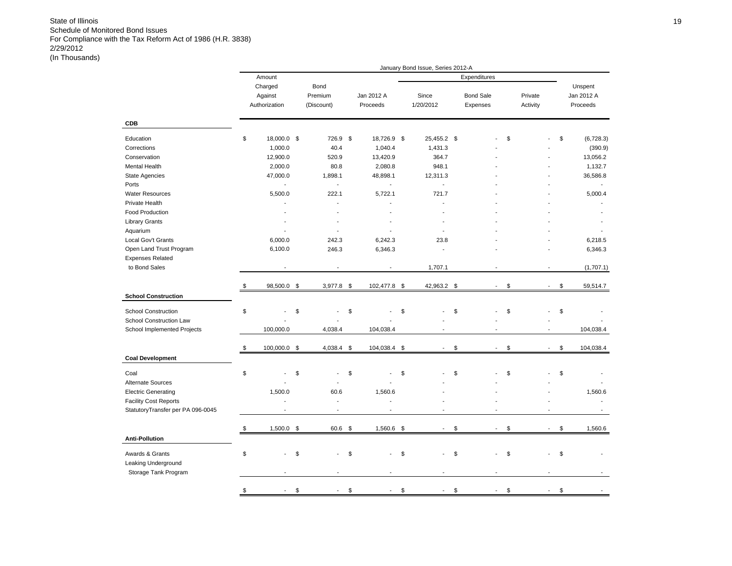State of Illinois
Schedule of Monitored Bond Issues
For Compliance with the Tax Reform Act of 1986 (H.R. 3838)
2/29/2012
(In Thousands)

| | January Bond Issue, Series 2012-A | | | | | | |
|---|---|---|---|---|---|---|---|
| | | | | Expenditures | | | |
| | Amount Charged Against Authorization | Bond Premium (Discount) | Jan 2012 A Proceeds | Since 1/20/2012 | Bond Sale Expenses | Private Activity | Unspent Jan 2012 A Proceeds |
| **CDB** | | | | | | | |
| Education | $ 18,000.0 | $ 726.9 | $ 18,726.9 | $ 25,455.2 | $ - | $ - | $ (6,728.3) |
| Corrections | 1,000.0 | 40.4 | 1,040.4 | 1,431.3 | - | - | (390.9) |
| Conservation | 12,900.0 | 520.9 | 13,420.9 | 364.7 | - | - | 13,056.2 |
| Mental Health | 2,000.0 | 80.8 | 2,080.8 | 948.1 | - | - | 1,132.7 |
| State Agencies | 47,000.0 | 1,898.1 | 48,898.1 | 12,311.3 | - | - | 36,586.8 |
| Ports | - | - | - | - | - | - | - |
| Water Resources | 5,500.0 | 222.1 | 5,722.1 | 721.7 | - | - | 5,000.4 |
| Private Health | - | - | - | - | - | - | - |
| Food Production | - | - | - | - | - | - | - |
| Library Grants | - | - | - | - | - | - | - |
| Aquarium | - | - | - | - | - | - | - |
| Local Gov't Grants | 6,000.0 | 242.3 | 6,242.3 | 23.8 | - | - | 6,218.5 |
| Open Land Trust Program | 6,100.0 | 246.3 | 6,346.3 | - | - | - | 6,346.3 |
| Expenses Related to Bond Sales | - | - | - | 1,707.1 | - | - | (1,707.1) |
| | $ 98,500.0 | $ 3,977.8 | $ 102,477.8 | $ 42,963.2 | $ - | $ - | $ 59,514.7 |
| **School Construction** | | | | | | | |
| School Construction | $ - | $ - | $ - | $ - | $ - | $ - | $ - |
| School Construction Law | - | - | - | - | - | - | - |
| School Implemented Projects | 100,000.0 | 4,038.4 | 104,038.4 | - | - | - | 104,038.4 |
| | $ 100,000.0 | $ 4,038.4 | $ 104,038.4 | $ - | $ - | $ - | $ 104,038.4 |
| **Coal Development** | | | | | | | |
| Coal | $ - | $ - | $ - | $ - | $ - | $ - | $ - |
| Alternate Sources | - | - | - | - | - | - | - |
| Electric Generating | 1,500.0 | 60.6 | 1,560.6 | - | - | - | 1,560.6 |
| Facility Cost Reports | - | - | - | - | - | - | - |
| StatutoryTransfer per PA 096-0045 | - | - | - | - | - | - | - |
| | $ 1,500.0 | $ 60.6 | $ 1,560.6 | $ - | $ - | $ - | $ 1,560.6 |
| **Anti-Pollution** | | | | | | | |
| Awards & Grants | $ - | $ - | $ - | $ - | $ - | $ - | $ - |
| Leaking Underground Storage Tank Program | - | - | - | - | - | - | - |
| | $ - | $ - | $ - | $ - | $ - | $ - | $ - |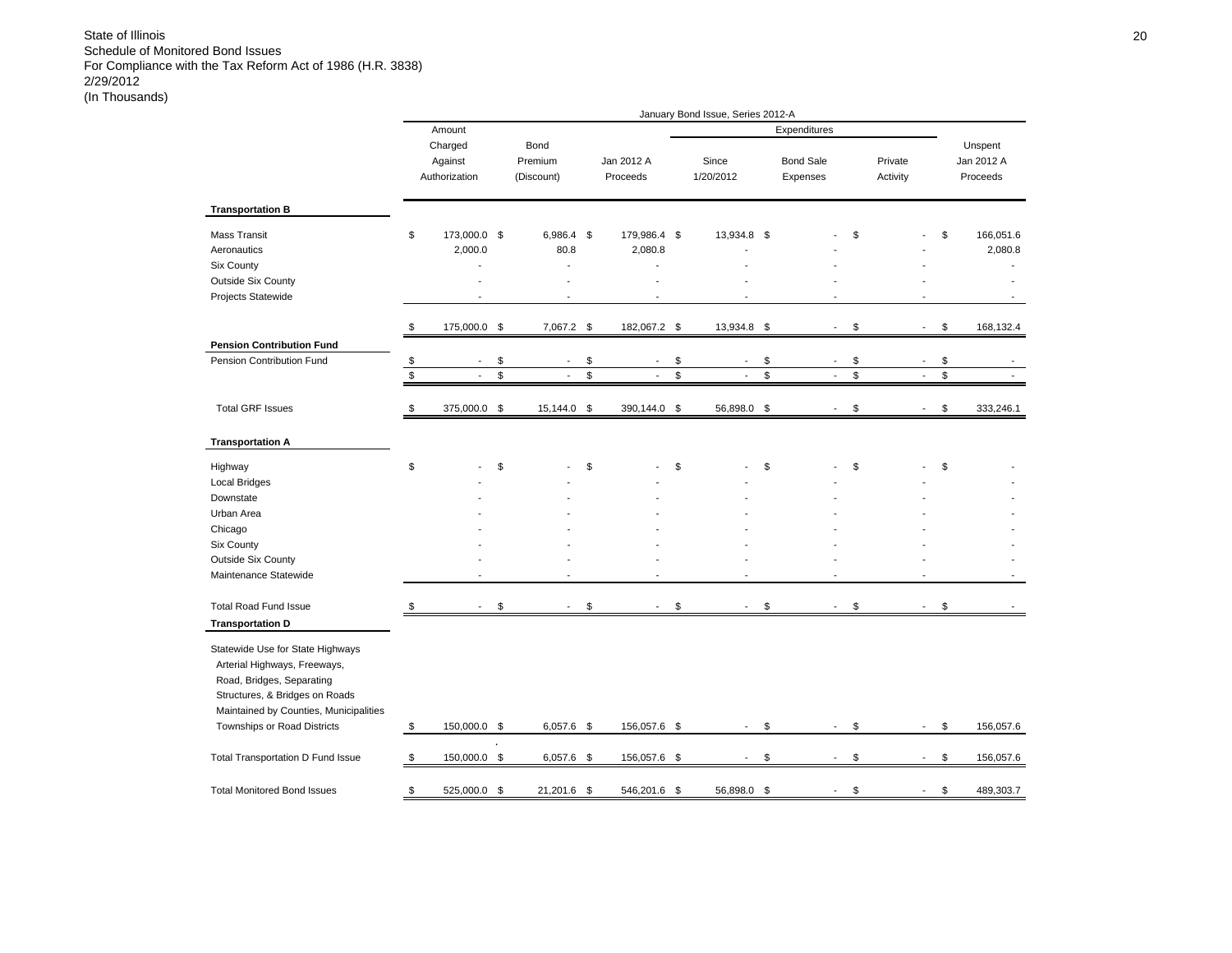State of Illinois
Schedule of Monitored Bond Issues
For Compliance with the Tax Reform Act of 1986 (H.R. 3838)
2/29/2012
(In Thousands)

| | January Bond Issue, Series 2012-A | | | | | | |
|---|---|---|---|---|---|---|---|
| | | | | Expenditures | | | |
| | Amount Charged Against Authorization | Bond Premium (Discount) | Jan 2012 A Proceeds | Since 1/20/2012 | Bond Sale Expenses | Private Activity | Unspent Jan 2012 A Proceeds |
| **Transportation B** | | | | | | | |
| Mass Transit | $ 173,000.0 | $ 6,986.4 | $ 179,986.4 | $ 13,934.8 | $ - | $ - | $ 166,051.6 |
| Aeronautics | 2,000.0 | 80.8 | 2,080.8 | - | - | - | 2,080.8 |
| Six County | - | - | - | - | - | - | - |
| Outside Six County | - | - | - | - | - | - | - |
| Projects Statewide | - | - | - | - | - | - | - |
| | $ 175,000.0 | $ 7,067.2 | $ 182,067.2 | $ 13,934.8 | $ - | $ - | $ 168,132.4 |
| **Pension Contribution Fund** | | | | | | | |
| Pension Contribution Fund | $ - | $ - | $ - | $ - | $ - | $ - | $ - |
| | $ - | $ - | $ - | $ - | $ - | $ - | $ - |
| Total GRF Issues | $ 375,000.0 | $ 15,144.0 | $ 390,144.0 | $ 56,898.0 | $ - | $ - | $ 333,246.1 |
| **Transportation A** | | | | | | | |
| Highway | $ - | $ - | $ - | $ - | $ - | $ - | $ - |
| Local Bridges | - | - | - | - | - | - | - |
| Downstate | - | - | - | - | - | - | - |
| Urban Area | - | - | - | - | - | - | - |
| Chicago | - | - | - | - | - | - | - |
| Six County | - | - | - | - | - | - | - |
| Outside Six County | - | - | - | - | - | - | - |
| Maintenance Statewide | - | - | - | - | - | - | - |
| Total Road Fund Issue | $ - | $ - | $ - | $ - | $ - | $ - | $ - |
| **Transportation D** | | | | | | | |
| Statewide Use for State Highways Arterial Highways, Freeways, Road, Bridges, Separating Structures, & Bridges on Roads Maintained by Counties, Municipalities Townships or Road Districts | $ 150,000.0 | $ 6,057.6 | $ 156,057.6 | $ - | $ - | $ - | $ 156,057.6 |
| Total Transportation D Fund Issue | $ 150,000.0 | $ 6,057.6 | $ 156,057.6 | $ - | $ - | $ - | $ 156,057.6 |
| Total Monitored Bond Issues | $ 525,000.0 | $ 21,201.6 | $ 546,201.6 | $ 56,898.0 | $ - | $ - | $ 489,303.7 |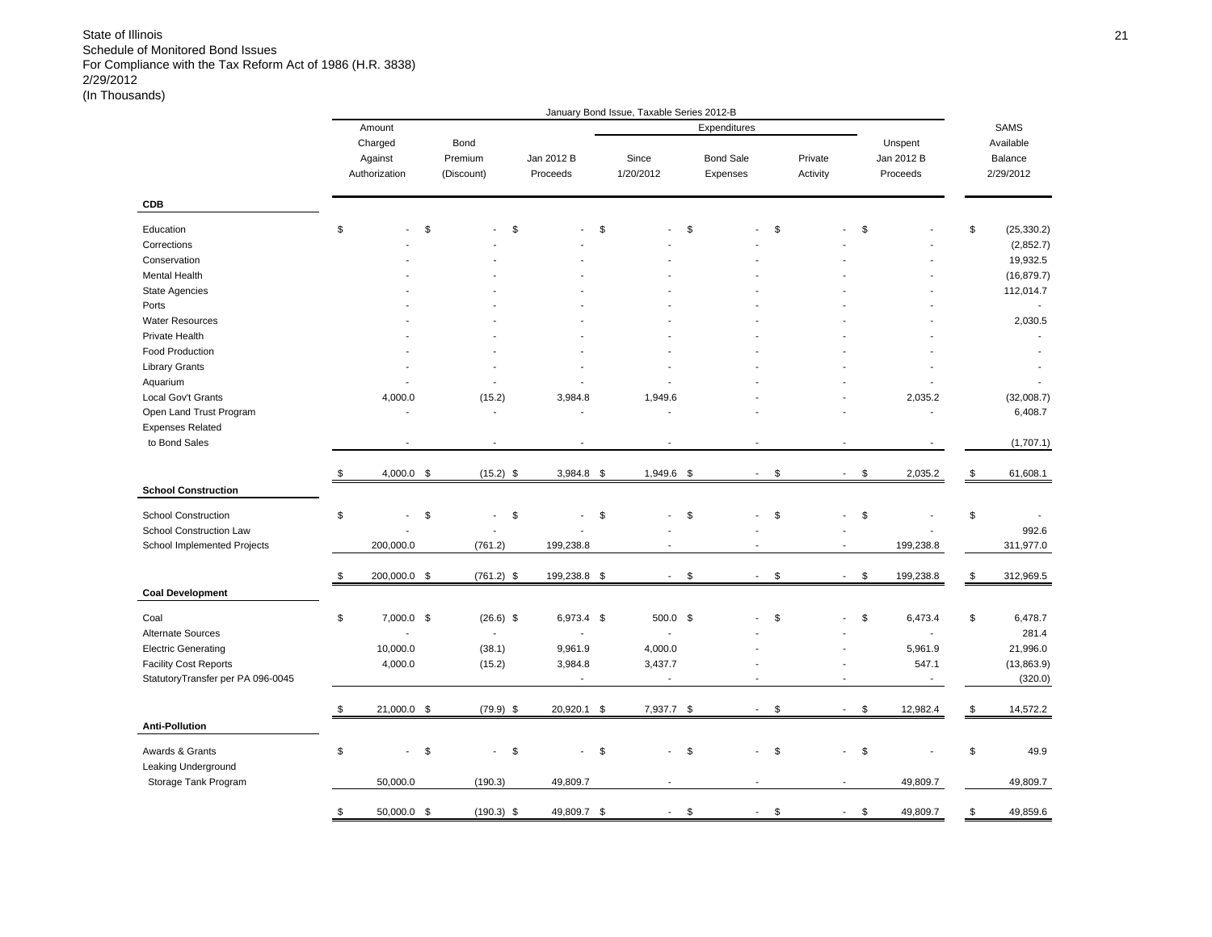State of Illinois
Schedule of Monitored Bond Issues
For Compliance with the Tax Reform Act of 1986 (H.R. 3838)
2/29/2012
(In Thousands)

| | January Bond Issue, Taxable Series 2012-B | | | | | | | |
|---|---|---|---|---|---|---|---|---|
| | | | | Expenditures | | | | |
| | Amount Charged Against Authorization | Bond Premium (Discount) | Jan 2012 B Proceeds | Since 1/20/2012 | Bond Sale Expenses | Private Activity | Unspent Jan 2012 B Proceeds | SAMS Available Balance 2/29/2012 |
| **CDB** | | | | | | | | |
| Education | $ - | $ - | $ - | $ - | $ - | $ - | $ - | $ (25,330.2) |
| Corrections | - | - | - | - | - | - | - | (2,852.7) |
| Conservation | - | - | - | - | - | - | - | 19,932.5 |
| Mental Health | - | - | - | - | - | - | - | (16,879.7) |
| State Agencies | - | - | - | - | - | - | - | 112,014.7 |
| Ports | - | - | - | - | - | - | - | - |
| Water Resources | - | - | - | - | - | - | - | 2,030.5 |
| Private Health | - | - | - | - | - | - | - | - |
| Food Production | - | - | - | - | - | - | - | - |
| Library Grants | - | - | - | - | - | - | - | - |
| Aquarium | - | - | - | - | - | - | - | - |
| Local Gov't Grants | 4,000.0 | (15.2) | 3,984.8 | 1,949.6 | - | - | 2,035.2 | (32,008.7) |
| Open Land Trust Program | - | - | - | - | - | - | - | 6,408.7 |
| Expenses Related to Bond Sales | - | - | - | - | - | - | - | (1,707.1) |
| | $ 4,000.0 | $ (15.2) | $ 3,984.8 | $ 1,949.6 | $ - | $ - | $ 2,035.2 | $ 61,608.1 |
| **School Construction** | | | | | | | | |
| School Construction | $ - | $ - | $ - | $ - | $ - | $ - | $ - | $ - |
| School Construction Law | - | - | - | - | - | - | - | 992.6 |
| School Implemented Projects | 200,000.0 | (761.2) | 199,238.8 | - | - | - | 199,238.8 | 311,977.0 |
| | $ 200,000.0 | $ (761.2) | $ 199,238.8 | $ - | $ - | $ - | $ 199,238.8 | $ 312,969.5 |
| **Coal Development** | | | | | | | | |
| Coal | $ 7,000.0 | $ (26.6) | $ 6,973.4 | $ 500.0 | $ - | $ - | $ 6,473.4 | $ 6,478.7 |
| Alternate Sources | - | - | - | - | - | - | - | 281.4 |
| Electric Generating | 10,000.0 | (38.1) | 9,961.9 | 4,000.0 | - | - | 5,961.9 | 21,996.0 |
| Facility Cost Reports | 4,000.0 | (15.2) | 3,984.8 | 3,437.7 | - | - | 547.1 | (13,863.9) |
| StatutoryTransfer per PA 096-0045 | | | - | - | - | - | - | (320.0) |
| | $ 21,000.0 | $ (79.9) | $ 20,920.1 | $ 7,937.7 | $ - | $ - | $ 12,982.4 | $ 14,572.2 |
| **Anti-Pollution** | | | | | | | | |
| Awards & Grants | $ - | $ - | $ - | $ - | $ - | $ - | $ - | $ 49.9 |
| Leaking Underground Storage Tank Program | 50,000.0 | (190.3) | 49,809.7 | - | - | - | 49,809.7 | 49,809.7 |
| | $ 50,000.0 | $ (190.3) | $ 49,809.7 | $ - | $ - | $ - | $ 49,809.7 | $ 49,859.6 |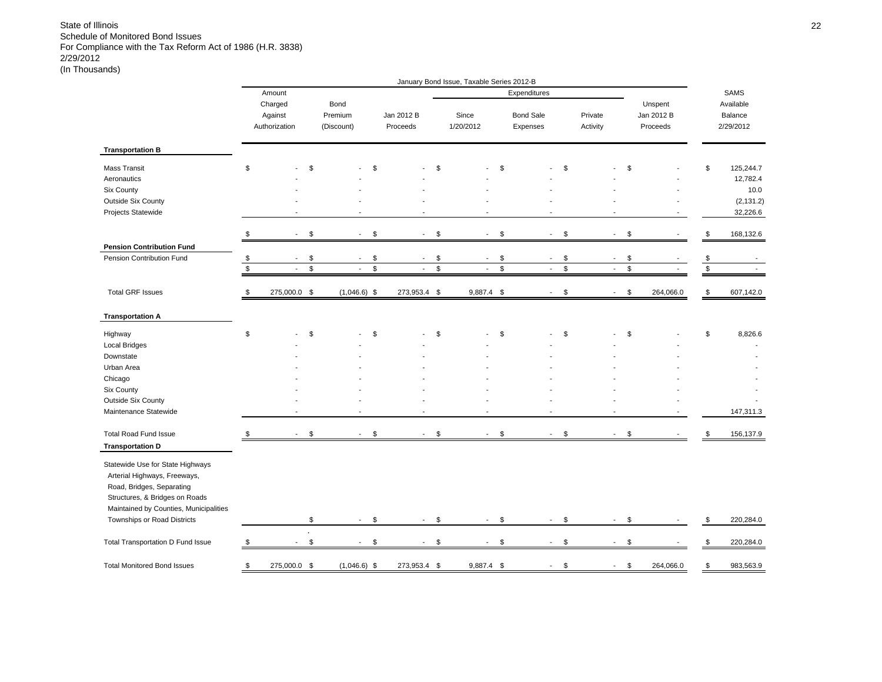State of Illinois
Schedule of Monitored Bond Issues
For Compliance with the Tax Reform Act of 1986 (H.R. 3838)
2/29/2012
(In Thousands)

| | January Bond Issue, Taxable Series 2012-B | | | | | | | |
|---|---|---|---|---|---|---|---|---|
| | | | | Expenditures | | | | |
| | Amount Charged Against Authorization | Bond Premium (Discount) | Jan 2012 B Proceeds | Since 1/20/2012 | Bond Sale Expenses | Private Activity | Unspent Jan 2012 B Proceeds | SAMS Available Balance 2/29/2012 |
| **Transportation B** | | | | | | | | |
| Mass Transit | $ - | $ - | $ - | $ - | $ - | $ - | $ - | $ 125,244.7 |
| Aeronautics | - | - | - | - | - | - | - | 12,782.4 |
| Six County | - | - | - | - | - | - | - | 10.0 |
| Outside Six County | - | - | - | - | - | - | - | (2,131.2) |
| Projects Statewide | - | - | - | - | - | - | - | 32,226.6 |
| | $ - | $ - | $ - | $ - | $ - | $ - | $ - | $ 168,132.6 |
| **Pension Contribution Fund** | | | | | | | | |
| Pension Contribution Fund | $ - | $ - | $ - | $ - | $ - | $ - | $ - | $ - |
| | $ - | $ - | $ - | $ - | $ - | $ - | $ - | $ - |
| Total GRF Issues | $ 275,000.0 | $ (1,046.6) | $ 273,953.4 | $ 9,887.4 | $ - | $ - | $ 264,066.0 | $ 607,142.0 |
| **Transportation A** | | | | | | | | |
| Highway | $ - | $ - | $ - | $ - | $ - | $ - | $ - | $ 8,826.6 |
| Local Bridges | - | - | - | - | - | - | - | - |
| Downstate | - | - | - | - | - | - | - | - |
| Urban Area | - | - | - | - | - | - | - | - |
| Chicago | - | - | - | - | - | - | - | - |
| Six County | - | - | - | - | - | - | - | - |
| Outside Six County | - | - | - | - | - | - | - | - |
| Maintenance Statewide | - | - | - | - | - | - | - | 147,311.3 |
| Total Road Fund Issue | $ - | $ - | $ - | $ - | $ - | $ - | $ - | $ 156,137.9 |
| **Transportation D** | | | | | | | | |
| Statewide Use for State Highways Arterial Highways, Freeways, Road, Bridges, Separating Structures, & Bridges on Roads Maintained by Counties, Municipalities Townships or Road Districts | | $ - | $ - | $ - | $ - | $ - | $ - | $ 220,284.0 |
| Total Transportation D Fund Issue | $ - | $ - | $ - | $ - | $ - | $ - | $ - | $ 220,284.0 |
| Total Monitored Bond Issues | $ 275,000.0 | $ (1,046.6) | $ 273,953.4 | $ 9,887.4 | $ - | $ - | $ 264,066.0 | $ 983,563.9 |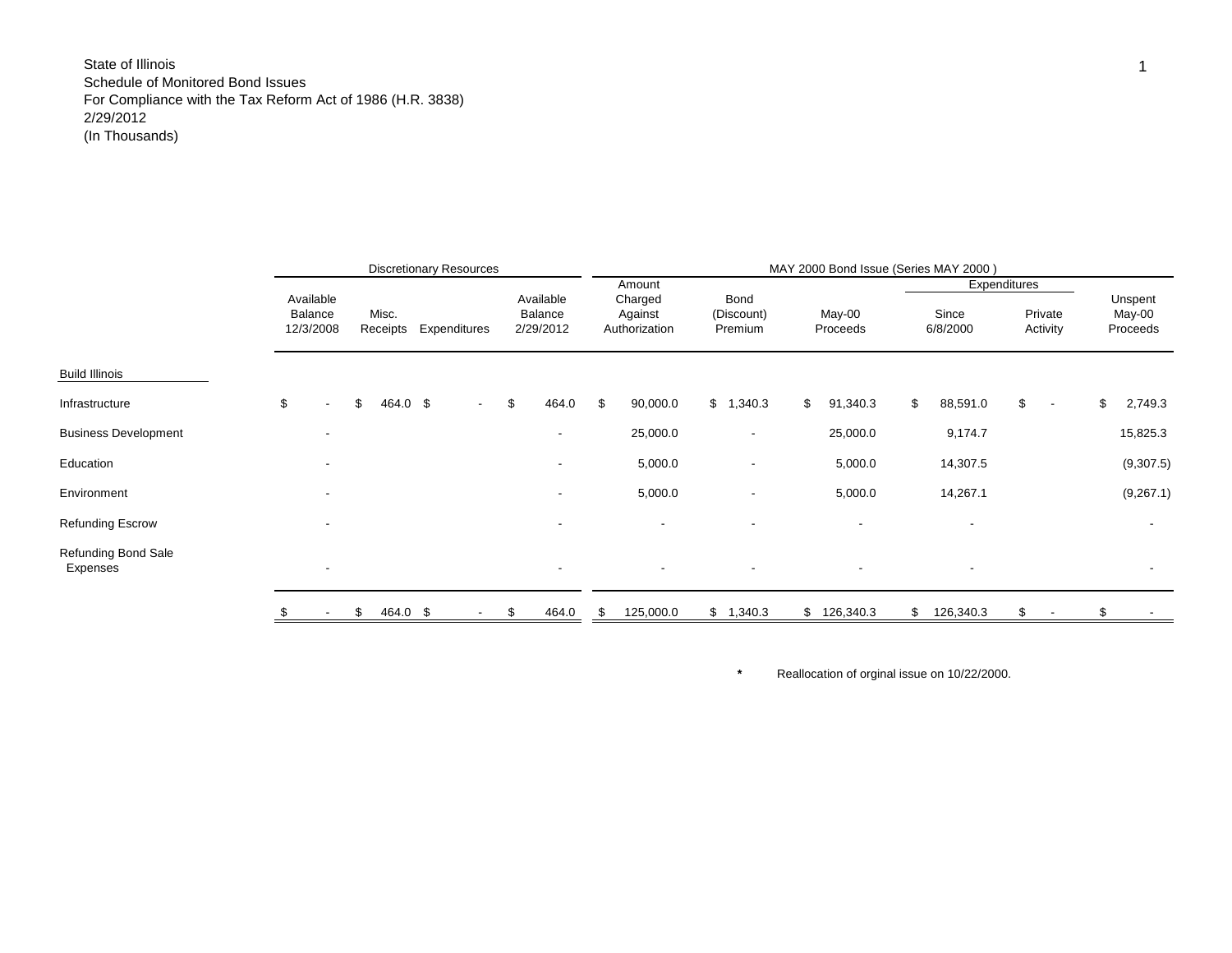State of Illinois
Schedule of Monitored Bond Issues
For Compliance with the Tax Reform Act of 1986 (H.R. 3838)
2/29/2012
(In Thousands)

| | Discretionary Resources | | | | MAY 2000 Bond Issue (Series MAY 2000 ) | | | | | |
|---|---|---|---|---|---|---|---|---|---|---|
| | | | | | | | | Expenditures | | |
| | Available Balance 12/3/2008 | Misc. Receipts | Expenditures | Available Balance 2/29/2012 | Amount Charged Against Authorization | Bond (Discount) Premium | May-00 Proceeds | Since 6/8/2000 | Private Activity | Unspent May-00 Proceeds |
| Build Illinois | | | | | | | | | | |
| Infrastructure | $ - | $ 464.0 | $ - | $ 464.0 | $ 90,000.0 | $ 1,340.3 | $ 91,340.3 | $ 88,591.0 | $ - | $ 2,749.3 |
| Business Development | - | | | - | 25,000.0 | - | 25,000.0 | 9,174.7 | | 15,825.3 |
| Education | - | | | - | 5,000.0 | - | 5,000.0 | 14,307.5 | | (9,307.5) |
| Environment | - | | | - | 5,000.0 | - | 5,000.0 | 14,267.1 | | (9,267.1) |
| Refunding Escrow | - | | | - | - | - | - | - | | - |
| Refunding Bond Sale Expenses | - | | | - | - | - | - | - | | - |
| | $ - | $ 464.0 | $ - | $ 464.0 | $ 125,000.0 | $ 1,340.3 | $ 126,340.3 | $ 126,340.3 | $ - | $ - |

\* Reallocation of orginal issue on 10/22/2000.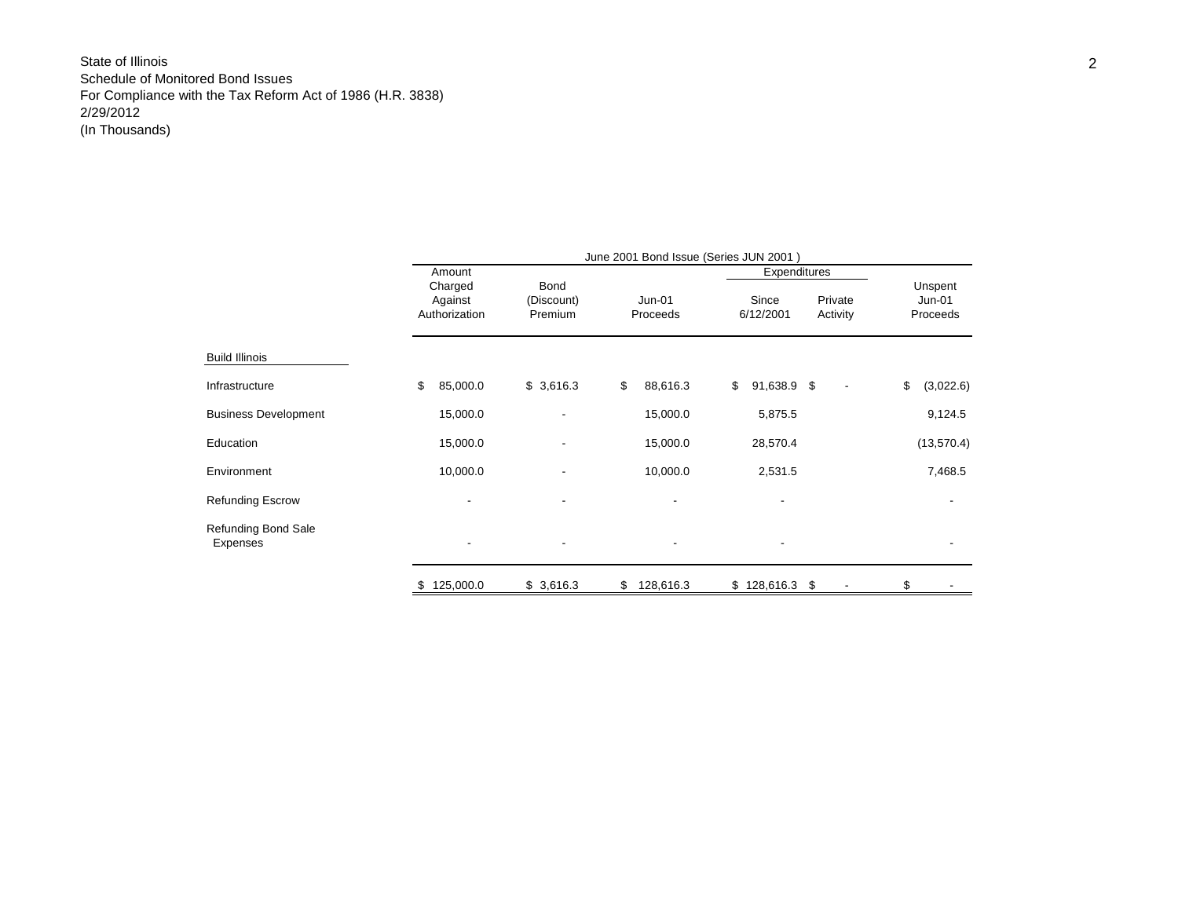State of Illinois
Schedule of Monitored Bond Issues
For Compliance with the Tax Reform Act of 1986 (H.R. 3838)
2/29/2012
(In Thousands)

| | June 2001 Bond Issue (Series JUN 2001 ) | | | | | |
|---|---|---|---|---|---|---|
| | | | | Expenditures | | |
| | Amount Charged Against Authorization | Bond (Discount) Premium | Jun-01 Proceeds | Since 6/12/2001 | Private Activity | Unspent Jun-01 Proceeds |
| **Build Illinois** | | | | | | |
| Infrastructure | $ 85,000.0 | $ 3,616.3 | $ 88,616.3 | $ 91,638.9 | $ - | $ (3,022.6) |
| Business Development | 15,000.0 | - | 15,000.0 | 5,875.5 | | 9,124.5 |
| Education | 15,000.0 | - | 15,000.0 | 28,570.4 | | (13,570.4) |
| Environment | 10,000.0 | - | 10,000.0 | 2,531.5 | | 7,468.5 |
| Refunding Escrow | - | - | - | - | | - |
| Refunding Bond Sale Expenses | - | - | - | - | | - |
| | $ 125,000.0 | $ 3,616.3 | $ 128,616.3 | $ 128,616.3 | $ - | $ - |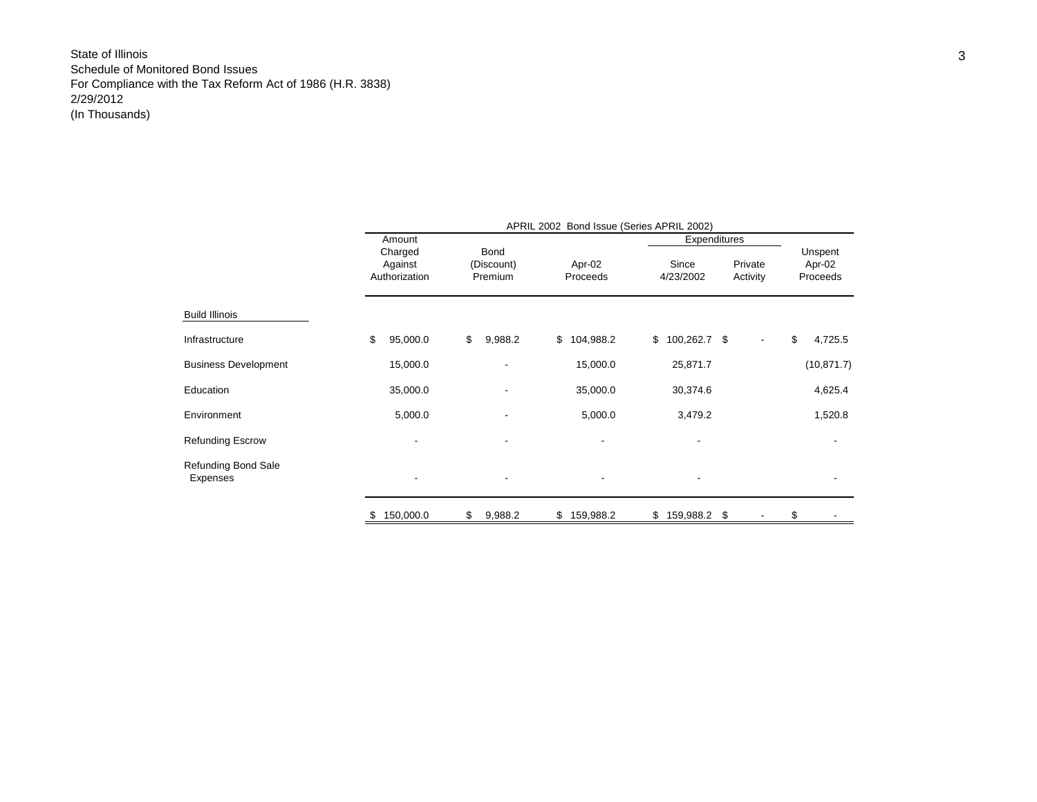State of Illinois
Schedule of Monitored Bond Issues
For Compliance with the Tax Reform Act of 1986 (H.R. 3838)
2/29/2012
(In Thousands)

| | APRIL 2002 Bond Issue (Series APRIL 2002) | | | | | |
|---|---|---|---|---|---|---|
| | | | | Expenditures | | |
| | Amount Charged Against Authorization | Bond (Discount) Premium | Apr-02 Proceeds | Since 4/23/2002 | Private Activity | Unspent Apr-02 Proceeds |
| **Build Illinois** | | | | | | |
| Infrastructure | $ 95,000.0 | $ 9,988.2 | $ 104,988.2 | $ 100,262.7 | $ - | $ 4,725.5 |
| Business Development | 15,000.0 | - | 15,000.0 | 25,871.7 | | (10,871.7) |
| Education | 35,000.0 | - | 35,000.0 | 30,374.6 | | 4,625.4 |
| Environment | 5,000.0 | - | 5,000.0 | 3,479.2 | | 1,520.8 |
| Refunding Escrow | - | - | - | - | | - |
| Refunding Bond Sale Expenses | - | - | - | - | | - |
| | $ 150,000.0 | $ 9,988.2 | $ 159,988.2 | $ 159,988.2 | $ - | $ - |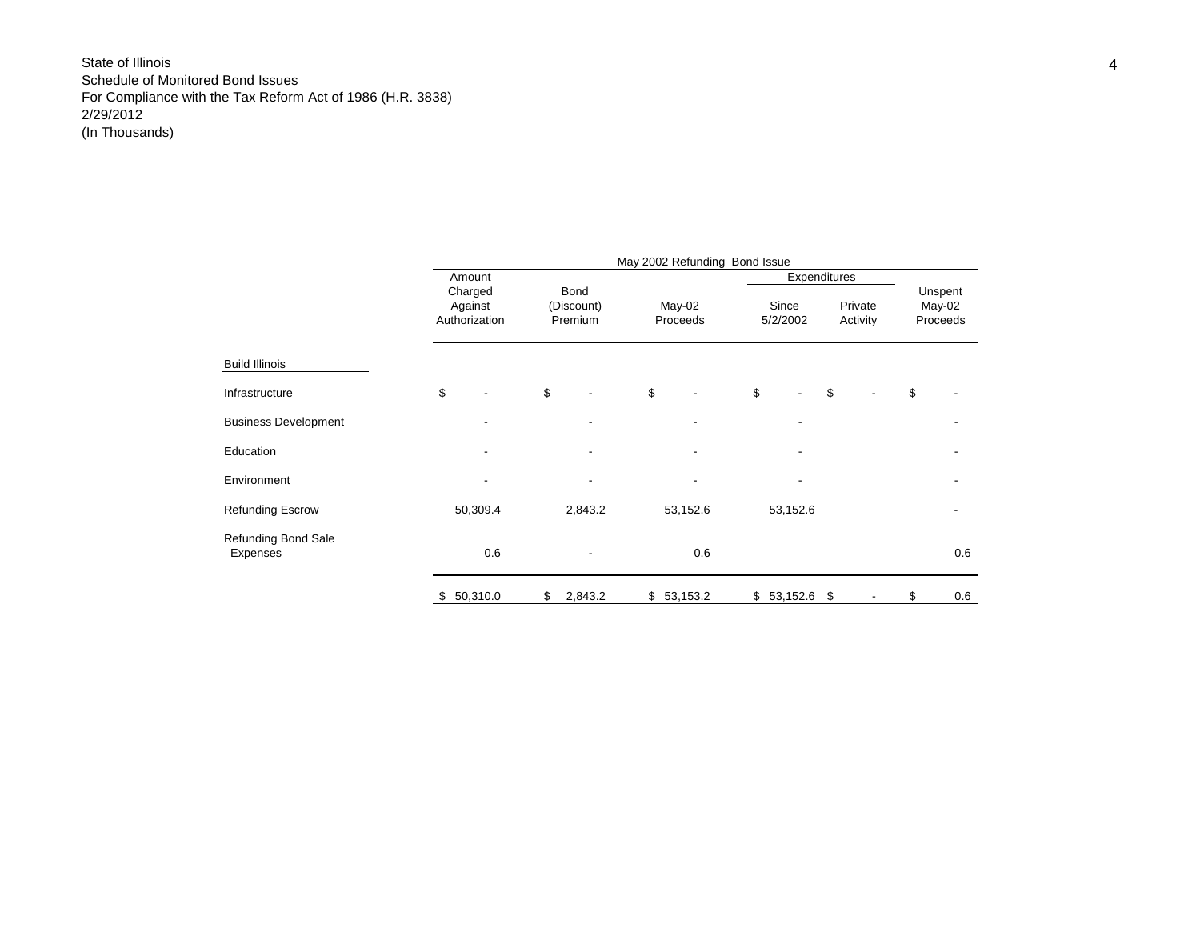State of Illinois
Schedule of Monitored Bond Issues
For Compliance with the Tax Reform Act of 1986 (H.R. 3838)
2/29/2012
(In Thousands)

| | May 2002 Refunding Bond Issue | | | | | |
|---|---|---|---|---|---|---|
| | | | | Expenditures | | |
| | Amount Charged Against Authorization | Bond (Discount) Premium | May-02 Proceeds | Since 5/2/2002 | Private Activity | Unspent May-02 Proceeds |
| **Build Illinois** | | | | | | |
| Infrastructure | $ - | $ - | $ - | $ - | $ - | $ - |
| Business Development | - | - | - | - | | - |
| Education | - | - | - | - | | - |
| Environment | - | - | - | - | | - |
| Refunding Escrow | 50,309.4 | 2,843.2 | 53,152.6 | 53,152.6 | | - |
| Refunding Bond Sale Expenses | 0.6 | - | 0.6 | | | 0.6 |
| | $ 50,310.0 | $ 2,843.2 | $ 53,153.2 | $ 53,152.6 | $ - | $ 0.6 |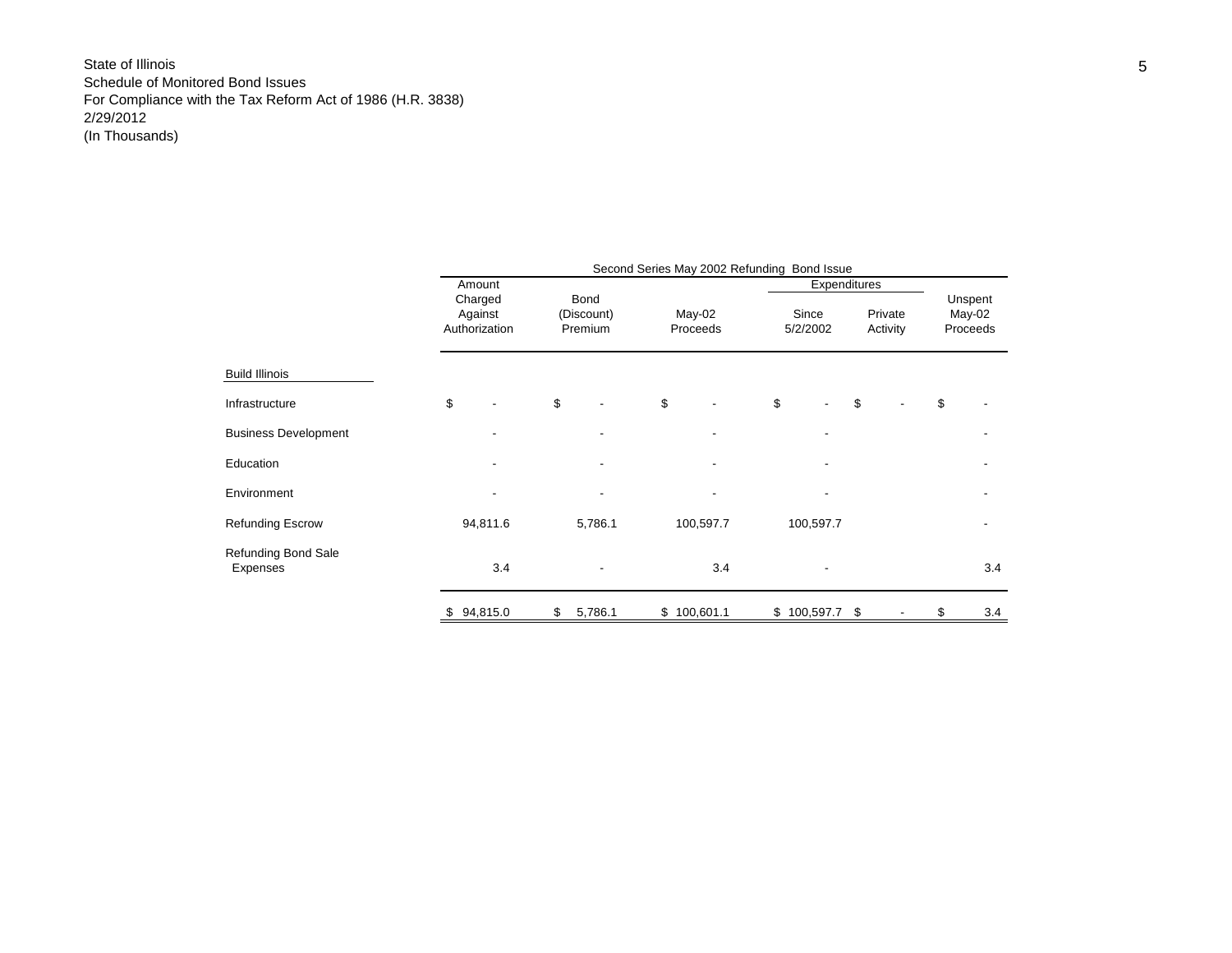State of Illinois
Schedule of Monitored Bond Issues
For Compliance with the Tax Reform Act of 1986 (H.R. 3838)
2/29/2012
(In Thousands)

| | Second Series May 2002 Refunding Bond Issue | | | | | |
|---|---|---|---|---|---|---|
| | | | | Expenditures | | |
| | Amount Charged Against Authorization | Bond (Discount) Premium | May-02 Proceeds | Since 5/2/2002 | Private Activity | Unspent May-02 Proceeds |
| **Build Illinois** | | | | | | |
| Infrastructure | $ - | $ - | $ - | $ - | $ - | $ - |
| Business Development | - | - | - | - | | - |
| Education | - | - | - | - | | - |
| Environment | - | - | - | - | | - |
| Refunding Escrow | 94,811.6 | 5,786.1 | 100,597.7 | 100,597.7 | | - |
| Refunding Bond Sale Expenses | 3.4 | - | 3.4 | - | | 3.4 |
| | $ 94,815.0 | $ 5,786.1 | $ 100,601.1 | $ 100,597.7 | $ - | $ 3.4 |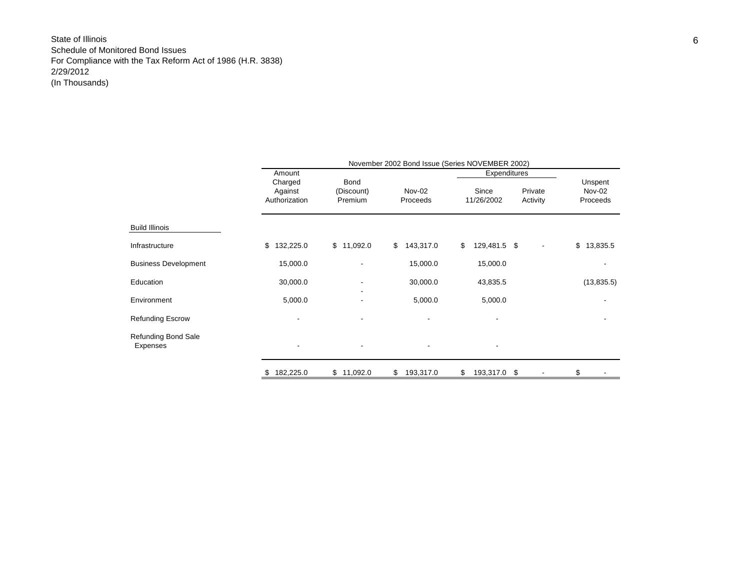State of Illinois
Schedule of Monitored Bond Issues
For Compliance with the Tax Reform Act of 1986 (H.R. 3838)
2/29/2012
(In Thousands)

| | November 2002 Bond Issue (Series NOVEMBER 2002) | | | | | |
|---|---|---|---|---|---|---|
| | | | | Expenditures | | |
| | Amount Charged Against Authorization | Bond (Discount) Premium | Nov-02 Proceeds | Since 11/26/2002 | Private Activity | Unspent Nov-02 Proceeds |
| **Build Illinois** | | | | | | |
| Infrastructure | $ 132,225.0 | $ 11,092.0 | $ 143,317.0 | $ 129,481.5 | $ - | $ 13,835.5 |
| Business Development | 15,000.0 | - | 15,000.0 | 15,000.0 | | - |
| Education | 30,000.0 | - | 30,000.0 | 43,835.5 | | (13,835.5) |
| Environment | 5,000.0 | - | 5,000.0 | 5,000.0 | | - |
| Refunding Escrow | - | - | - | - | | - |
| Refunding Bond Sale Expenses | - | - | - | - | | |
| | $ 182,225.0 | $ 11,092.0 | $ 193,317.0 | $ 193,317.0 | $ - | $ - |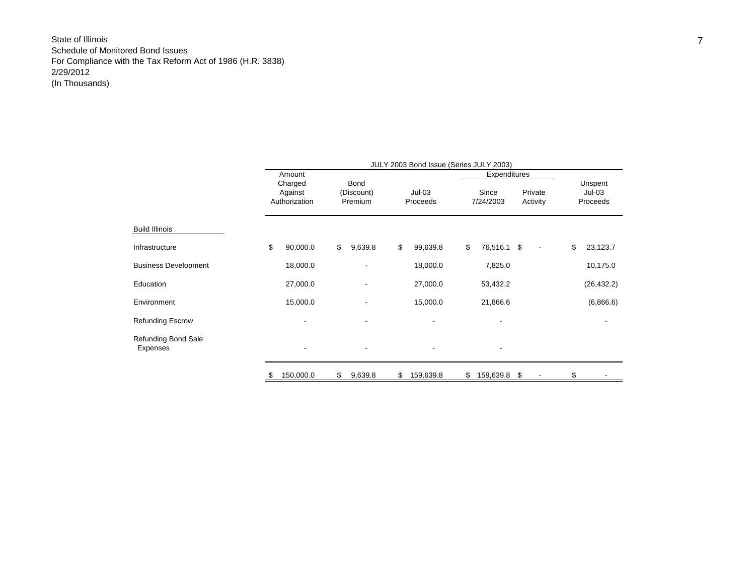State of Illinois
Schedule of Monitored Bond Issues
For Compliance with the Tax Reform Act of 1986 (H.R. 3838)
2/29/2012
(In Thousands)

| | JULY 2003 Bond Issue (Series JULY 2003) | | | | | |
|---|---|---|---|---|---|---|
| | | | | Expenditures | | |
| | Amount Charged Against Authorization | Bond (Discount) Premium | Jul-03 Proceeds | Since 7/24/2003 | Private Activity | Unspent Jul-03 Proceeds |
| **Build Illinois** | | | | | | |
| Infrastructure | $ 90,000.0 | $ 9,639.8 | $ 99,639.8 | $ 76,516.1 | $ - | $ 23,123.7 |
| Business Development | 18,000.0 | - | 18,000.0 | 7,825.0 | | 10,175.0 |
| Education | 27,000.0 | - | 27,000.0 | 53,432.2 | | (26,432.2) |
| Environment | 15,000.0 | - | 15,000.0 | 21,866.6 | | (6,866.6) |
| Refunding Escrow | - | - | - | - | | - |
| Refunding Bond Sale Expenses | - | - | - | - | | |
| | $ 150,000.0 | $ 9,639.8 | $ 159,639.8 | $ 159,639.8 | $ - | $ - |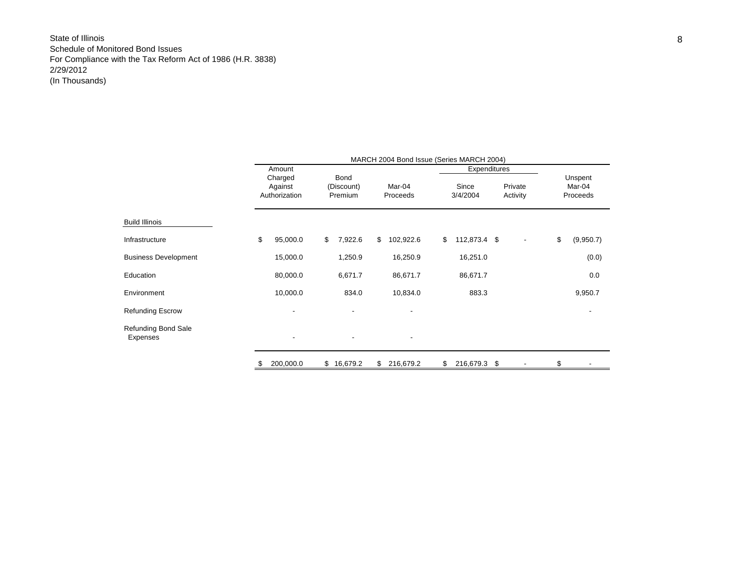State of Illinois
Schedule of Monitored Bond Issues
For Compliance with the Tax Reform Act of 1986 (H.R. 3838)
2/29/2012
(In Thousands)

| | MARCH 2004 Bond Issue (Series MARCH 2004) | | | | | |
|---|---|---|---|---|---|---|
| | | | | Expenditures | | |
| | Amount Charged Against Authorization | Bond (Discount) Premium | Mar-04 Proceeds | Since 3/4/2004 | Private Activity | Unspent Mar-04 Proceeds |
| **Build Illinois** | | | | | | |
| Infrastructure | $ 95,000.0 | $ 7,922.6 | $ 102,922.6 | $ 112,873.4 | $ - | $ (9,950.7) |
| Business Development | 15,000.0 | 1,250.9 | 16,250.9 | 16,251.0 | | (0.0) |
| Education | 80,000.0 | 6,671.7 | 86,671.7 | 86,671.7 | | 0.0 |
| Environment | 10,000.0 | 834.0 | 10,834.0 | 883.3 | | 9,950.7 |
| Refunding Escrow | - | - | - | | | - |
| Refunding Bond Sale Expenses | - | - | - | | | |
| | $ 200,000.0 | $ 16,679.2 | $ 216,679.2 | $ 216,679.3 | $ - | $ - |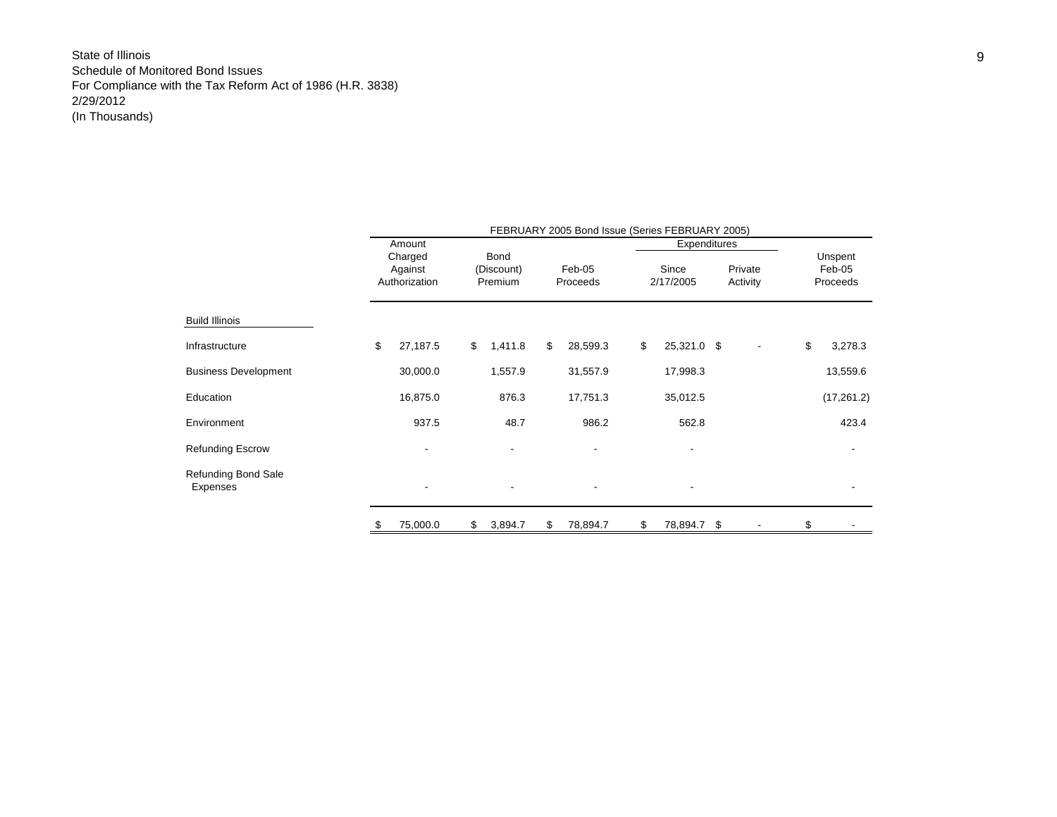State of Illinois
Schedule of Monitored Bond Issues
For Compliance with the Tax Reform Act of 1986 (H.R. 3838)
2/29/2012
(In Thousands)

| | FEBRUARY 2005 Bond Issue (Series FEBRUARY 2005) | | | | | |
|---|---|---|---|---|---|---|
| | | | | Expenditures | | |
| | Amount Charged Against Authorization | Bond (Discount) Premium | Feb-05 Proceeds | Since 2/17/2005 | Private Activity | Unspent Feb-05 Proceeds |
| Build Illinois | | | | | | |
| Infrastructure | $ 27,187.5 | $ 1,411.8 | $ 28,599.3 | $ 25,321.0 | $ - | $ 3,278.3 |
| Business Development | 30,000.0 | 1,557.9 | 31,557.9 | 17,998.3 | | 13,559.6 |
| Education | 16,875.0 | 876.3 | 17,751.3 | 35,012.5 | | (17,261.2) |
| Environment | 937.5 | 48.7 | 986.2 | 562.8 | | 423.4 |
| Refunding Escrow | - | - | - | - | | - |
| Refunding Bond Sale Expenses | - | - | - | - | | - |
| | $ 75,000.0 | $ 3,894.7 | $ 78,894.7 | $ 78,894.7 | $ - | $ - |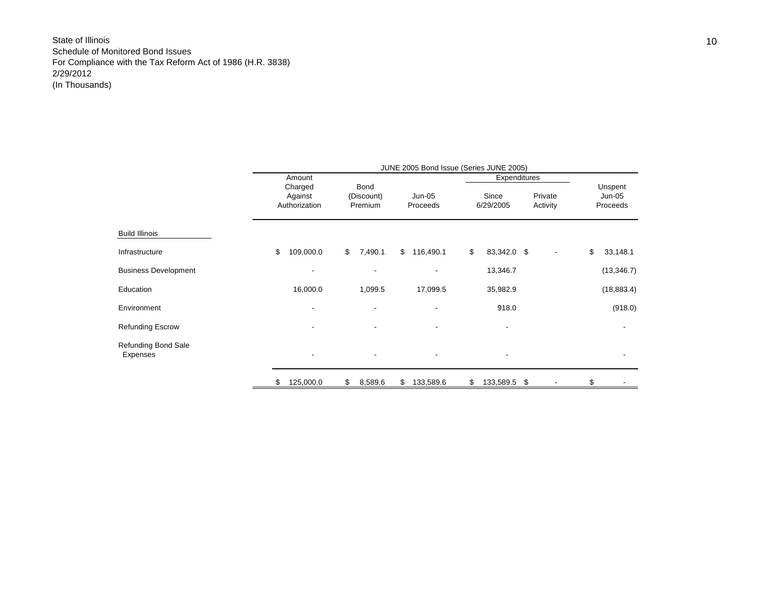State of Illinois
Schedule of Monitored Bond Issues
For Compliance with the Tax Reform Act of 1986 (H.R. 3838)
2/29/2012
(In Thousands)

| | JUNE 2005 Bond Issue (Series JUNE 2005) | | | | | |
|---|---|---|---|---|---|---|
| | | | | Expenditures | | |
| | Amount Charged Against Authorization | Bond (Discount) Premium | Jun-05 Proceeds | Since 6/29/2005 | Private Activity | Unspent Jun-05 Proceeds |
| Build Illinois | | | | | | |
| Infrastructure | $ 109,000.0 | $ 7,490.1 | $ 116,490.1 | $ 83,342.0 | $ - | $ 33,148.1 |
| Business Development | - | - | - | 13,346.7 | | (13,346.7) |
| Education | 16,000.0 | 1,099.5 | 17,099.5 | 35,982.9 | | (18,883.4) |
| Environment | - | - | - | 918.0 | | (918.0) |
| Refunding Escrow | - | - | - | - | | - |
| Refunding Bond Sale Expenses | - | - | - | - | | - |
| | $ 125,000.0 | $ 8,589.6 | $ 133,589.6 | $ 133,589.5 | $ - | $ - |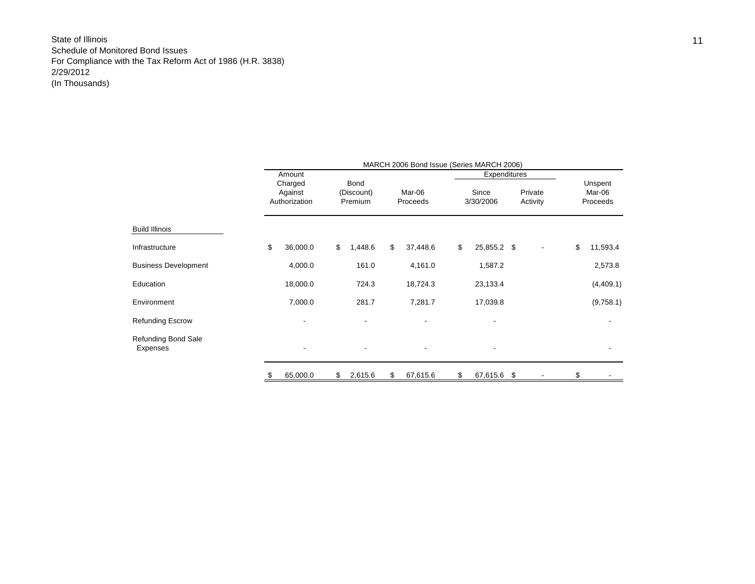State of Illinois
Schedule of Monitored Bond Issues
For Compliance with the Tax Reform Act of 1986 (H.R. 3838)
2/29/2012
(In Thousands)

| | MARCH 2006 Bond Issue (Series MARCH 2006) | | | | | |
|---|---|---|---|---|---|---|
| | | | | Expenditures | | |
| | Amount Charged Against Authorization | Bond (Discount) Premium | Mar-06 Proceeds | Since 3/30/2006 | Private Activity | Unspent Mar-06 Proceeds |
| **Build Illinois** | | | | | | |
| Infrastructure | $ 36,000.0 | $ 1,448.6 | $ 37,448.6 | $ 25,855.2 | $ - | $ 11,593.4 |
| Business Development | 4,000.0 | 161.0 | 4,161.0 | 1,587.2 | | 2,573.8 |
| Education | 18,000.0 | 724.3 | 18,724.3 | 23,133.4 | | (4,409.1) |
| Environment | 7,000.0 | 281.7 | 7,281.7 | 17,039.8 | | (9,758.1) |
| Refunding Escrow | - | - | - | - | | - |
| Refunding Bond Sale Expenses | - | - | - | - | | - |
| | $ 65,000.0 | $ 2,615.6 | $ 67,615.6 | $ 67,615.6 | $ - | $ - |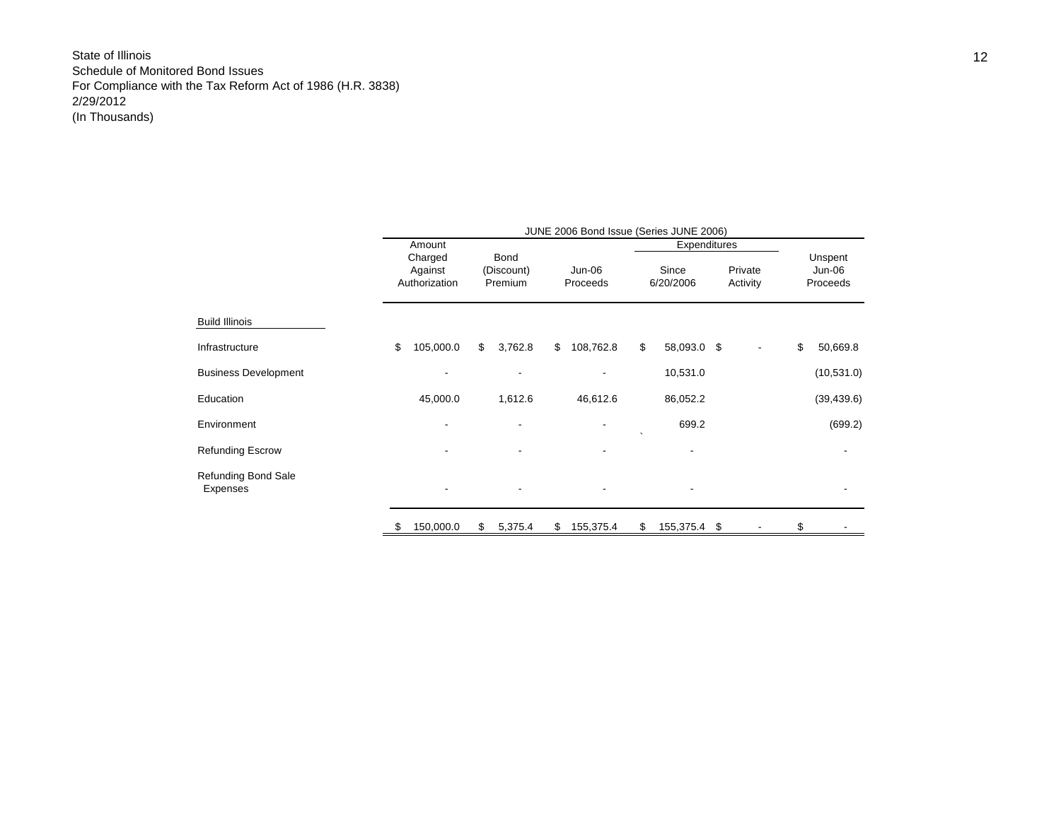State of Illinois
Schedule of Monitored Bond Issues
For Compliance with the Tax Reform Act of 1986 (H.R. 3838)
2/29/2012
(In Thousands)

| | JUNE 2006 Bond Issue (Series JUNE 2006) | | | | | |
|---|---|---|---|---|---|---|
| | | | | Expenditures | | |
| | Amount Charged Against Authorization | Bond (Discount) Premium | Jun-06 Proceeds | Since 6/20/2006 | Private Activity | Unspent Jun-06 Proceeds |
| **Build Illinois** | | | | | | |
| Infrastructure | $ 105,000.0 | $ 3,762.8 | $ 108,762.8 | $ 58,093.0 | $ - | $ 50,669.8 |
| Business Development | - | - | - | 10,531.0 | | (10,531.0) |
| Education | 45,000.0 | 1,612.6 | 46,612.6 | 86,052.2 | | (39,439.6) |
| Environment | - | - | - | 699.2 | | (699.2) |
| Refunding Escrow | - | - | - | - | | - |
| Refunding Bond Sale Expenses | - | - | - | - | | - |
| | $ 150,000.0 | $ 5,375.4 | $ 155,375.4 | $ 155,375.4 | $ - | $ - |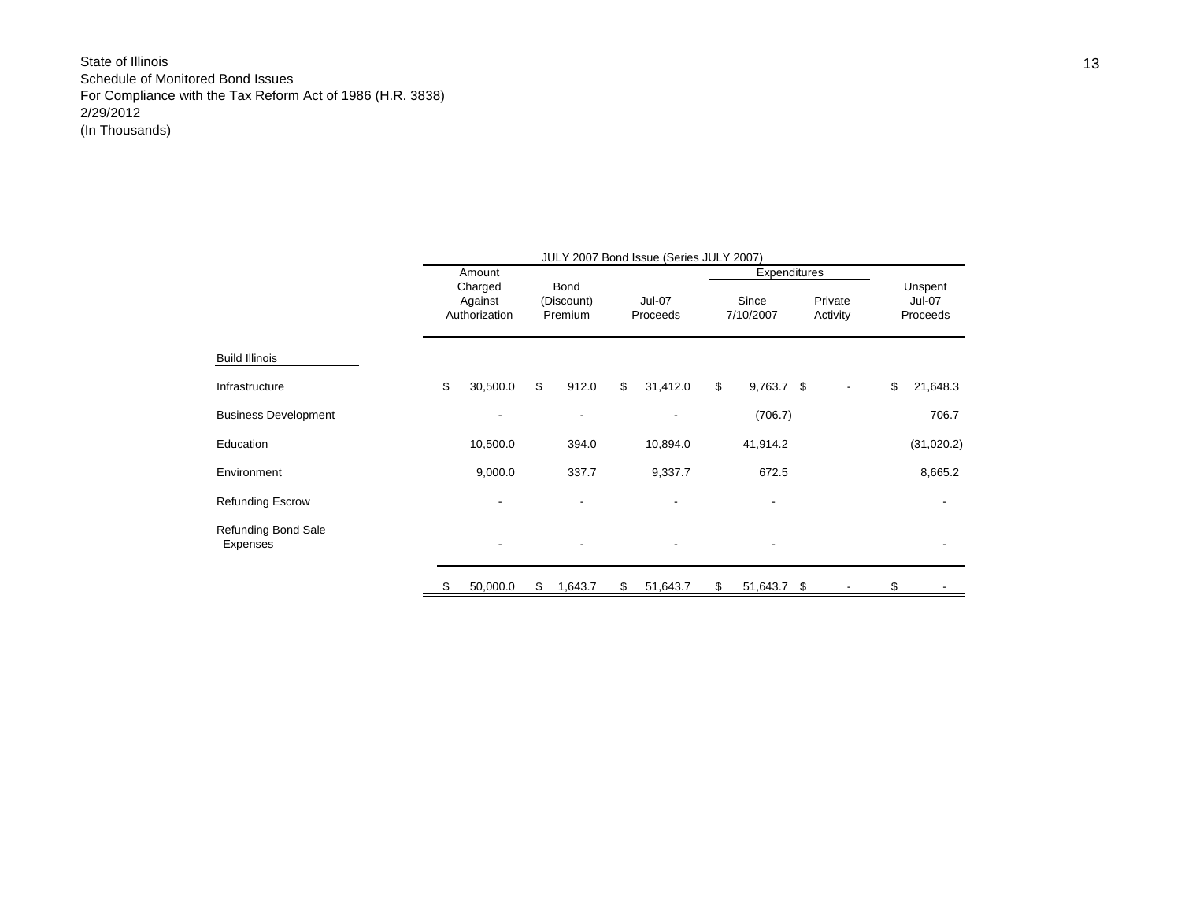State of Illinois
Schedule of Monitored Bond Issues
For Compliance with the Tax Reform Act of 1986 (H.R. 3838)
2/29/2012
(In Thousands)

| | JULY 2007 Bond Issue (Series JULY 2007) | | | | | |
|---|---|---|---|---|---|---|
| | | | | Expenditures | | |
| | Amount Charged Against Authorization | Bond (Discount) Premium | Jul-07 Proceeds | Since 7/10/2007 | Private Activity | Unspent Jul-07 Proceeds |
| **Build Illinois** | | | | | | |
| Infrastructure | $ 30,500.0 | $ 912.0 | $ 31,412.0 | $ 9,763.7 | $ - | $ 21,648.3 |
| Business Development | - | - | - | (706.7) | | 706.7 |
| Education | 10,500.0 | 394.0 | 10,894.0 | 41,914.2 | | (31,020.2) |
| Environment | 9,000.0 | 337.7 | 9,337.7 | 672.5 | | 8,665.2 |
| Refunding Escrow | - | - | - | - | | - |
| Refunding Bond Sale Expenses | - | - | - | - | | - |
| | $ 50,000.0 | $ 1,643.7 | $ 51,643.7 | $ 51,643.7 | $ - | $ - |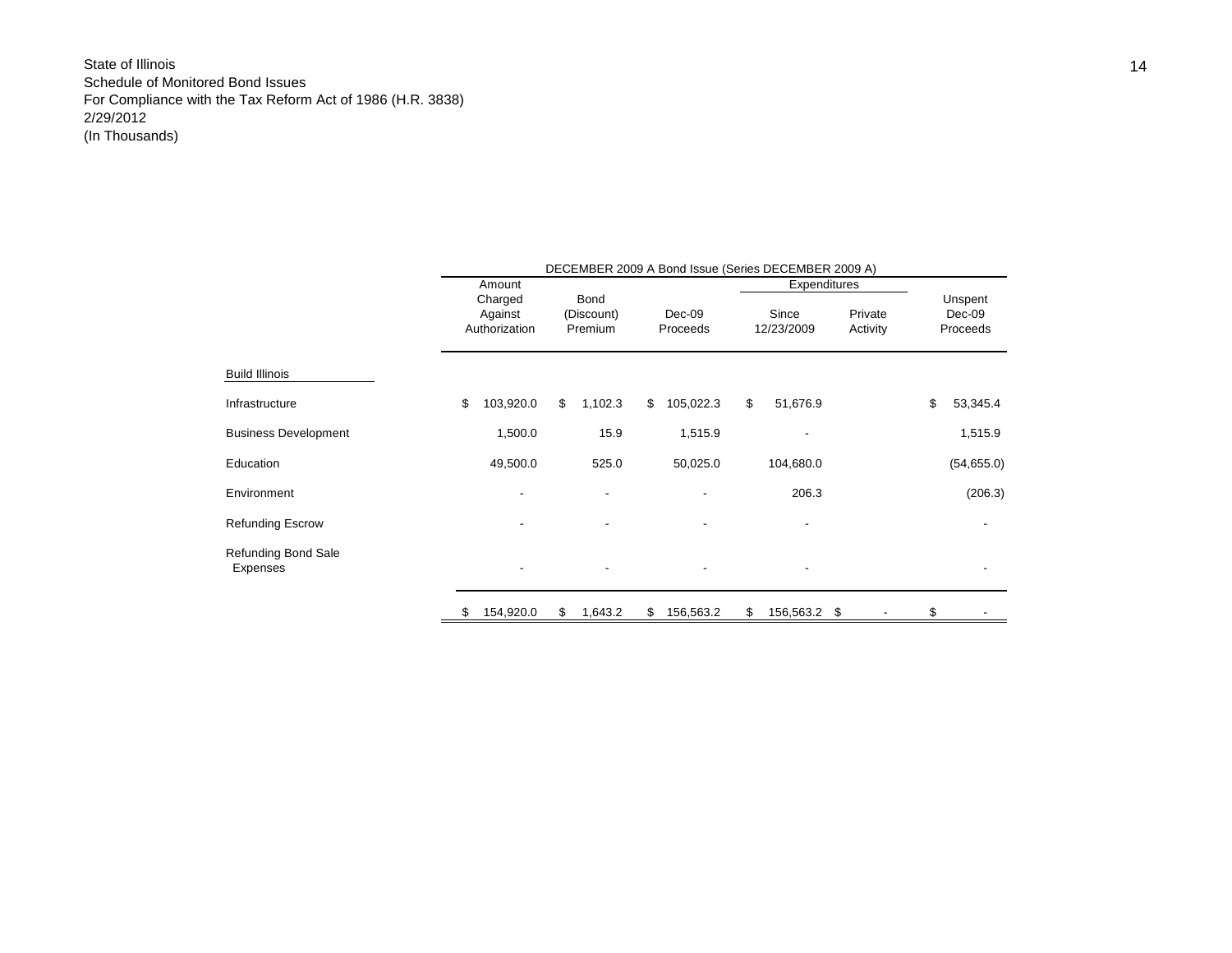State of Illinois
Schedule of Monitored Bond Issues
For Compliance with the Tax Reform Act of 1986 (H.R. 3838)
2/29/2012
(In Thousands)

| | DECEMBER 2009 A Bond Issue (Series DECEMBER 2009 A) | | | | | |
|---|---|---|---|---|---|---|
| | | | | Expenditures | | |
| | Amount Charged Against Authorization | Bond (Discount) Premium | Dec-09 Proceeds | Since 12/23/2009 | Private Activity | Unspent Dec-09 Proceeds |
| **Build Illinois** | | | | | | |
| Infrastructure | $ 103,920.0 | $ 1,102.3 | $ 105,022.3 | $ 51,676.9 | | $ 53,345.4 |
| Business Development | 1,500.0 | 15.9 | 1,515.9 | - | | 1,515.9 |
| Education | 49,500.0 | 525.0 | 50,025.0 | 104,680.0 | | (54,655.0) |
| Environment | - | - | - | 206.3 | | (206.3) |
| Refunding Escrow | - | - | - | - | | - |
| Refunding Bond Sale Expenses | - | - | - | - | | - |
| | $ 154,920.0 | $ 1,643.2 | $ 156,563.2 | $ 156,563.2 | $ - | $ - |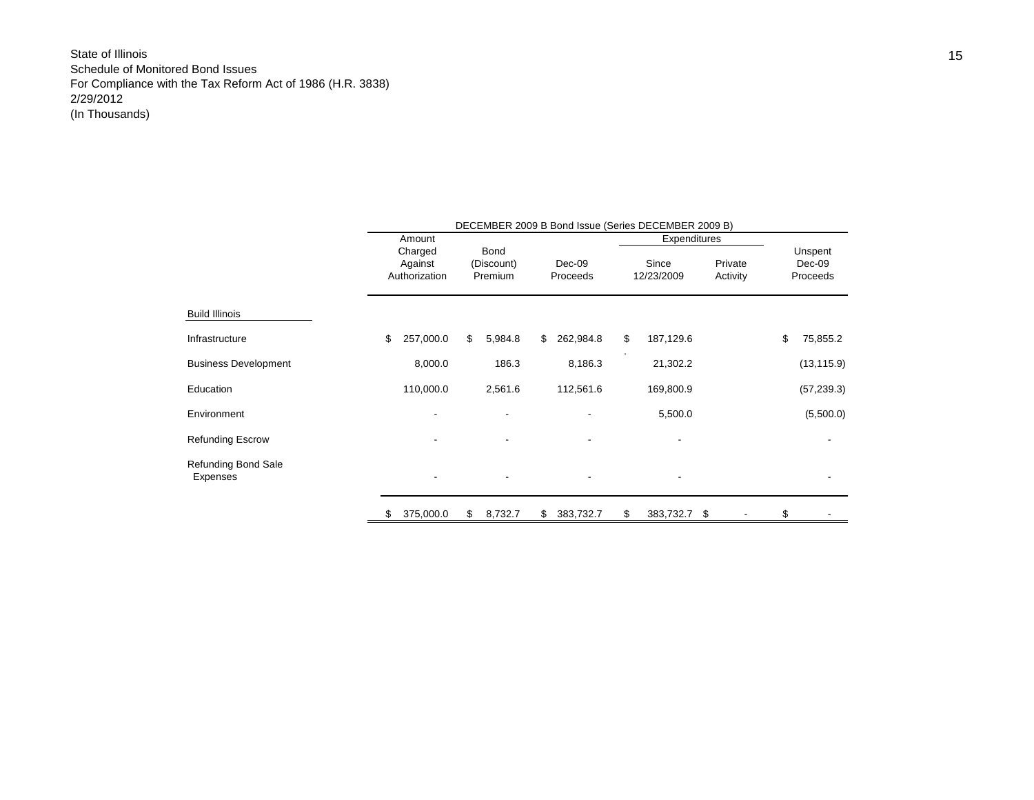State of Illinois
Schedule of Monitored Bond Issues
For Compliance with the Tax Reform Act of 1986 (H.R. 3838)
2/29/2012
(In Thousands)

| | DECEMBER 2009 B Bond Issue (Series DECEMBER 2009 B) | | | | | |
|---|---|---|---|---|---|---|
| | | | | Expenditures | | |
| | Amount Charged Against Authorization | Bond (Discount) Premium | Dec-09 Proceeds | Since 12/23/2009 | Private Activity | Unspent Dec-09 Proceeds |
| **Build Illinois** | | | | | | |
| Infrastructure | $ 257,000.0 | $ 5,984.8 | $ 262,984.8 | $ 187,129.6 | | $ 75,855.2 |
| Business Development | 8,000.0 | 186.3 | 8,186.3 | 21,302.2 | | (13,115.9) |
| Education | 110,000.0 | 2,561.6 | 112,561.6 | 169,800.9 | | (57,239.3) |
| Environment | - | - | - | 5,500.0 | | (5,500.0) |
| Refunding Escrow | - | - | - | - | | - |
| Refunding Bond Sale Expenses | - | - | - | - | | - |
| | $ 375,000.0 | $ 8,732.7 | $ 383,732.7 | $ 383,732.7 | $ - | $ - |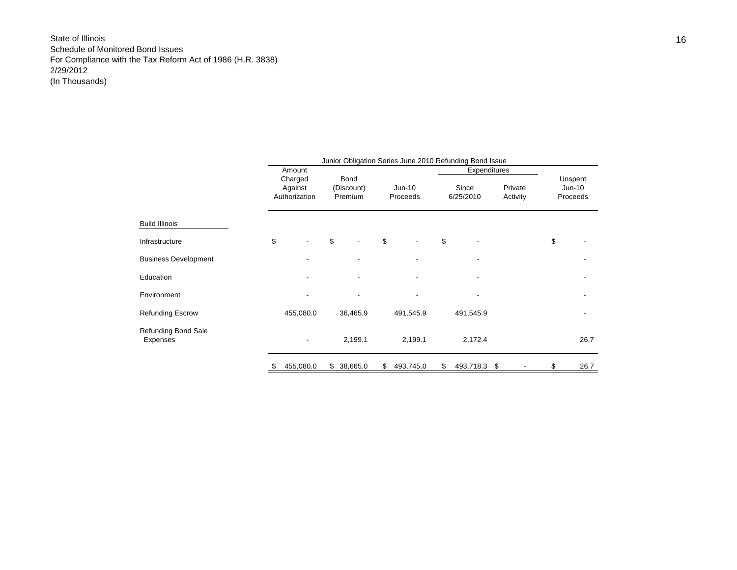State of Illinois
Schedule of Monitored Bond Issues
For Compliance with the Tax Reform Act of 1986 (H.R. 3838)
2/29/2012
(In Thousands)

| | Junior Obligation Series June 2010 Refunding Bond Issue | | | | | |
|---|---|---|---|---|---|---|
| | | | | Expenditures | | |
| | Amount Charged Against Authorization | Bond (Discount) Premium | Jun-10 Proceeds | Since 6/25/2010 | Private Activity | Unspent Jun-10 Proceeds |
| **Build Illinois** | | | | | | |
| Infrastructure | $ - | $ - | $ - | $ - | | $ - |
| Business Development | - | - | - | - | | - |
| Education | - | - | - | - | | - |
| Environment | - | - | - | - | | - |
| Refunding Escrow | 455,080.0 | 36,465.9 | 491,545.9 | 491,545.9 | | - |
| Refunding Bond Sale Expenses | - | 2,199.1 | 2,199.1 | 2,172.4 | | 26.7 |
| | $ 455,080.0 | $ 38,665.0 | $ 493,745.0 | $ 493,718.3 | $ - | $ 26.7 |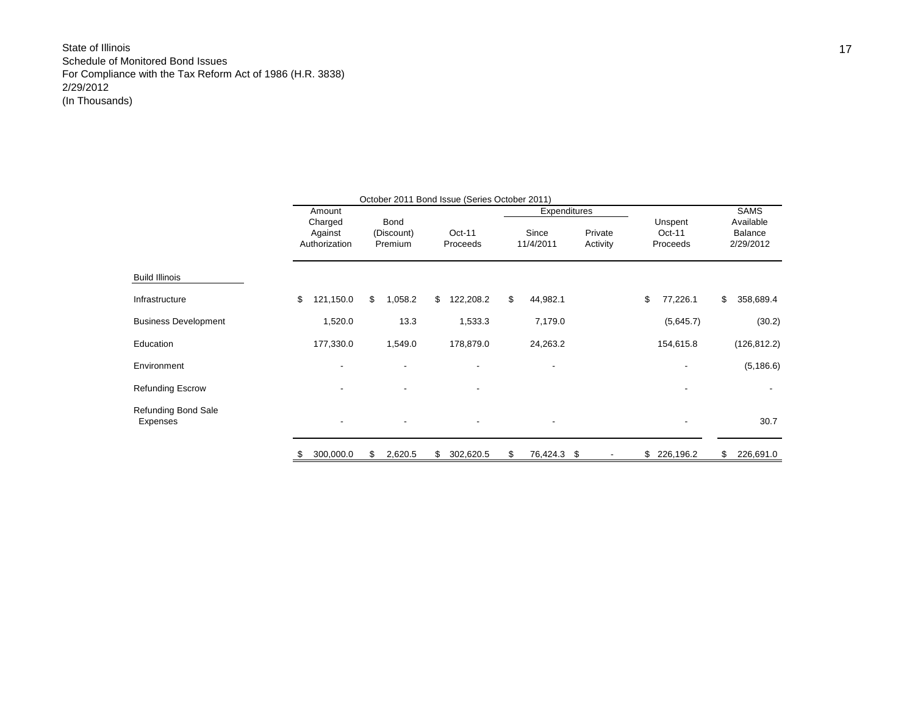State of Illinois
Schedule of Monitored Bond Issues
For Compliance with the Tax Reform Act of 1986 (H.R. 3838)
2/29/2012
(In Thousands)

| | October 2011 Bond Issue (Series October 2011) | | | | | | |
|---|---|---|---|---|---|---|---|
| | | | | Expenditures | | | |
| | Amount Charged Against Authorization | Bond (Discount) Premium | Oct-11 Proceeds | Since 11/4/2011 | Private Activity | Unspent Oct-11 Proceeds | SAMS Available Balance 2/29/2012 |
| **Build Illinois** | | | | | | | |
| Infrastructure | $ 121,150.0 | $ 1,058.2 | $ 122,208.2 | $ 44,982.1 | | $ 77,226.1 | $ 358,689.4 |
| Business Development | 1,520.0 | 13.3 | 1,533.3 | 7,179.0 | | (5,645.7) | (30.2) |
| Education | 177,330.0 | 1,549.0 | 178,879.0 | 24,263.2 | | 154,615.8 | (126,812.2) |
| Environment | - | - | - | - | | - | (5,186.6) |
| Refunding Escrow | - | - | - | | | - | - |
| Refunding Bond Sale Expenses | - | - | - | - | | - | 30.7 |
| | $ 300,000.0 | $ 2,620.5 | $ 302,620.5 | $ 76,424.3 | $ - | $ 226,196.2 | $ 226,691.0 |